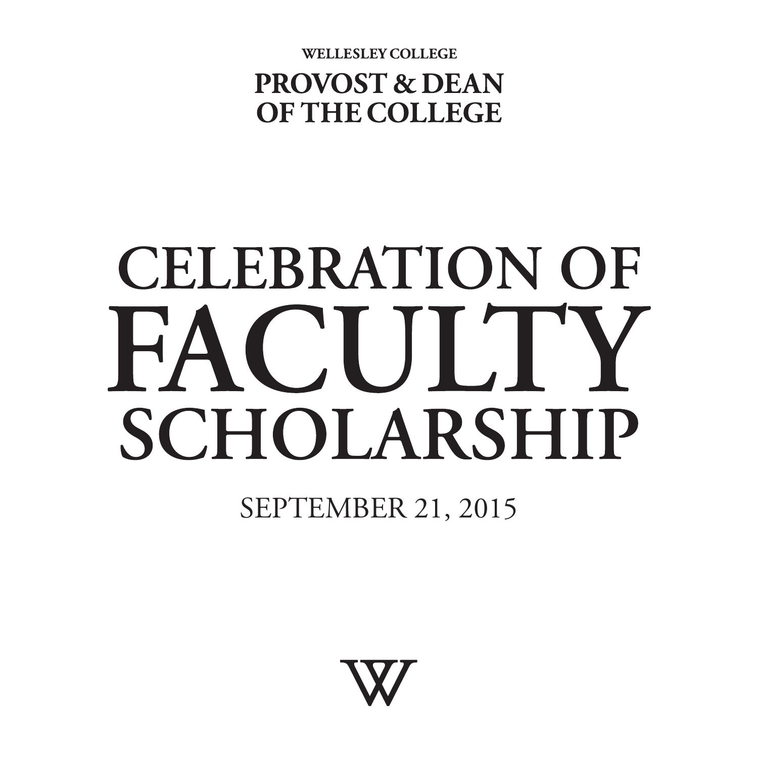WELLESLEY COLLEGE

**PROVOST & DEAN OF THE COLLEGE**

# CELEBRATION OF FACULTY SCHOLARSHIP

SEPTEMBER 21, 2015

W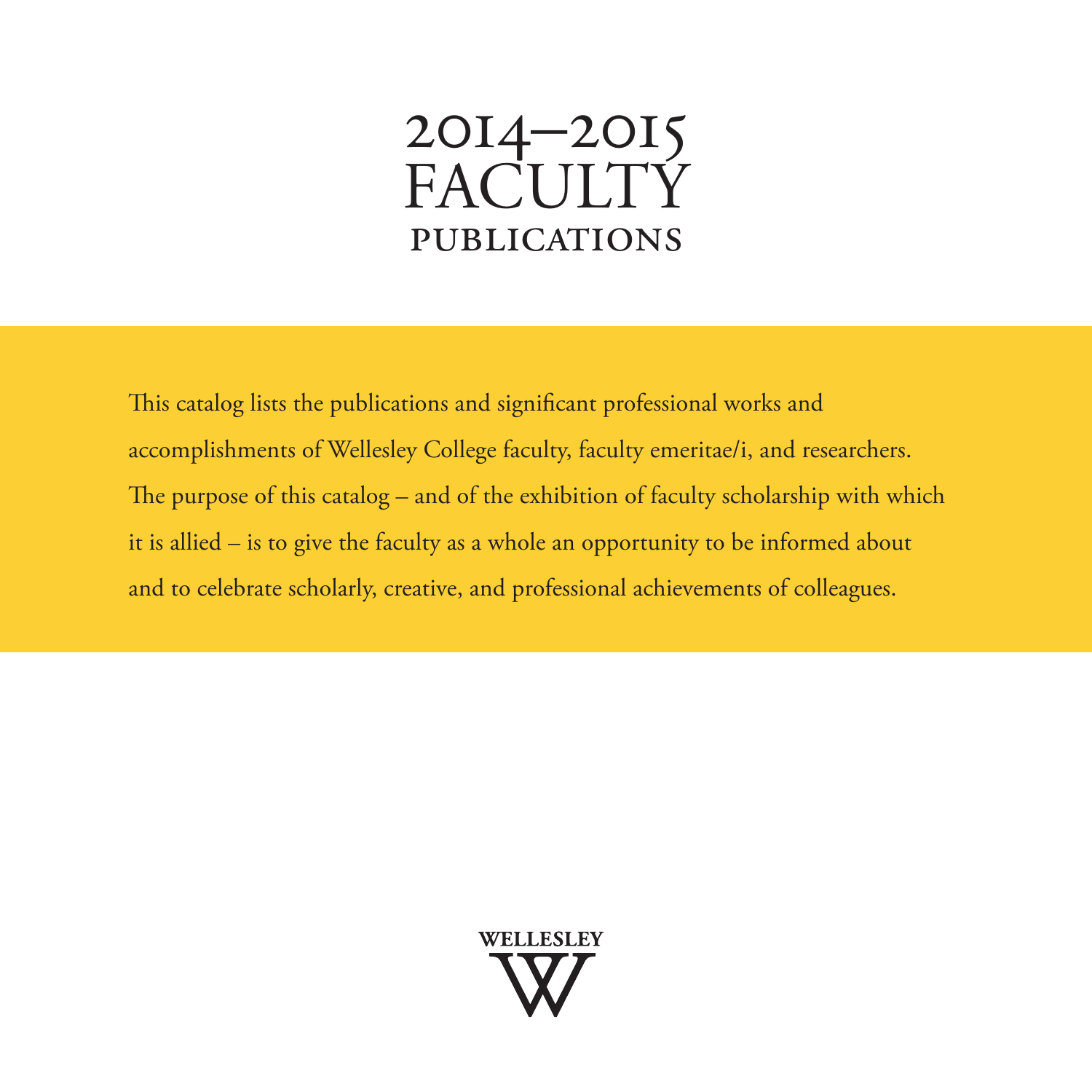# 2014–2015 FACULTY PUBLICATIONS

This catalog lists the publications and significant professional works and accomplishments of Wellesley College faculty, faculty emeritae/i, and researchers. The purpose of this catalog – and of the exhibition of faculty scholarship with which it is allied – is to give the faculty as a whole an opportunity to be informed about and to celebrate scholarly, creative, and professional achievements of colleagues.

WELLESLEY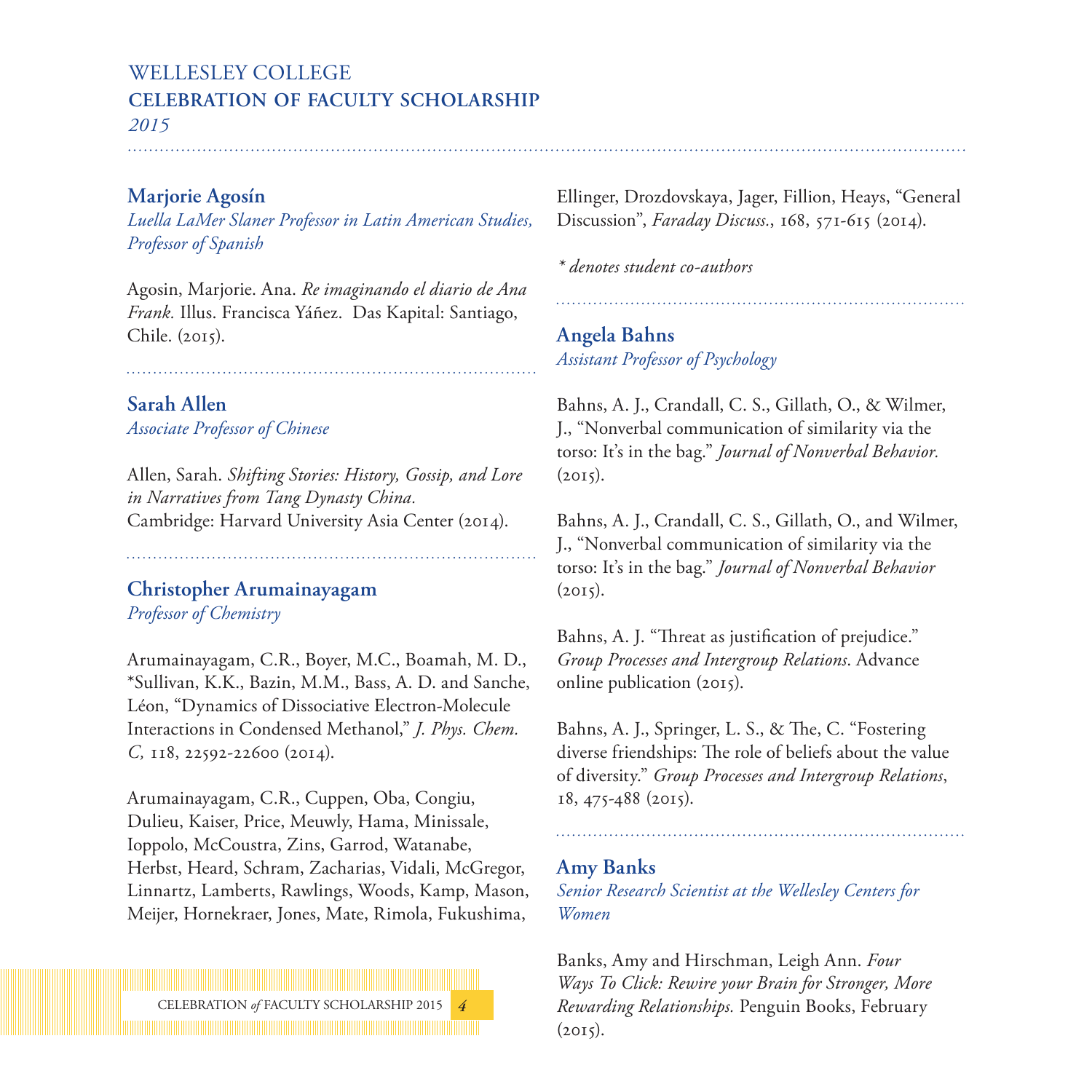# WELLESLEY COLLEGE
## CELEBRATION OF FACULTY SCHOLARSHIP
*2015*

### Marjorie Agosín
*Luella LaMer Slaner Professor in Latin American Studies, Professor of Spanish*

Agosin, Marjorie. Ana. *Re imaginando el diario de Ana Frank.* Illus. Francisca Yáñez. Das Kapital: Santiago, Chile. (2015).

### Sarah Allen
*Associate Professor of Chinese*

Allen, Sarah. *Shifting Stories: History, Gossip, and Lore in Narratives from Tang Dynasty China.* Cambridge: Harvard University Asia Center (2014).

### Christopher Arumainayagam
*Professor of Chemistry*

Arumainayagam, C.R., Boyer, M.C., Boamah, M. D., *Sullivan, K.K., Bazin, M.M., Bass, A. D. and Sanche, Léon, "Dynamics of Dissociative Electron-Molecule Interactions in Condensed Methanol," *J. Phys. Chem. C,* 118, 22592-22600 (2014).

Arumainayagam, C.R., Cuppen, Oba, Congiu, Dulieu, Kaiser, Price, Meuwly, Hama, Minissale, Ioppolo, McCoustra, Zins, Garrod, Watanabe, Herbst, Heard, Schram, Zacharias, Vidali, McGregor, Linnartz, Lamberts, Rawlings, Woods, Kamp, Mason, Meijer, Hornekraer, Jones, Mate, Rimola, Fukushima, Ellinger, Drozdovskaya, Jager, Fillion, Heays, "General Discussion", *Faraday Discuss.*, 168, 571-615 (2014).

*\* denotes student co-authors*

### Angela Bahns
*Assistant Professor of Psychology*

Bahns, A. J., Crandall, C. S., Gillath, O., & Wilmer, J., "Nonverbal communication of similarity via the torso: It's in the bag." *Journal of Nonverbal Behavior.* (2015).

Bahns, A. J., Crandall, C. S., Gillath, O., and Wilmer, J., "Nonverbal communication of similarity via the torso: It's in the bag." *Journal of Nonverbal Behavior* (2015).

Bahns, A. J. "Threat as justification of prejudice." *Group Processes and Intergroup Relations*. Advance online publication (2015).

Bahns, A. J., Springer, L. S., & The, C. "Fostering diverse friendships: The role of beliefs about the value of diversity." *Group Processes and Intergroup Relations*, 18, 475-488 (2015).

### Amy Banks
*Senior Research Scientist at the Wellesley Centers for Women*

Banks, Amy and Hirschman, Leigh Ann. *Four Ways To Click: Rewire your Brain for Stronger, More Rewarding Relationships.* Penguin Books, February (2015).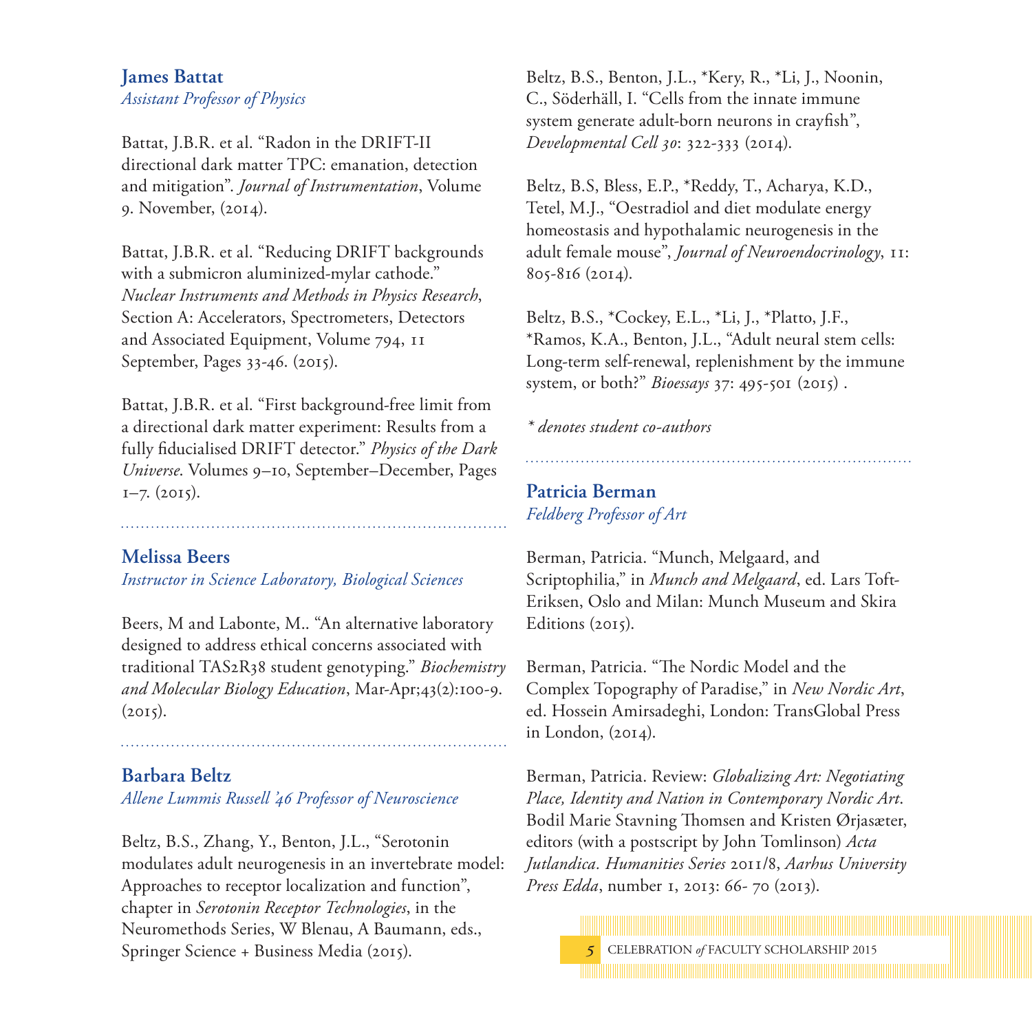## James Battat
*Assistant Professor of Physics*

Battat, J.B.R. et al. "Radon in the DRIFT-II directional dark matter TPC: emanation, detection and mitigation". *Journal of Instrumentation*, Volume 9. November, (2014).

Battat, J.B.R. et al. "Reducing DRIFT backgrounds with a submicron aluminized-mylar cathode." *Nuclear Instruments and Methods in Physics Research*, Section A: Accelerators, Spectrometers, Detectors and Associated Equipment, Volume 794, 11 September, Pages 33-46. (2015).

Battat, J.B.R. et al. "First background-free limit from a directional dark matter experiment: Results from a fully fiducialised DRIFT detector." *Physics of the Dark Universe*. Volumes 9–10, September–December, Pages 1–7. (2015).

## Melissa Beers
*Instructor in Science Laboratory, Biological Sciences*

Beers, M and Labonte, M.. "An alternative laboratory designed to address ethical concerns associated with traditional TAS2R38 student genotyping." *Biochemistry and Molecular Biology Education*, Mar-Apr;43(2):100-9. (2015).

## Barbara Beltz
*Allene Lummis Russell '46 Professor of Neuroscience*

Beltz, B.S., Zhang, Y., Benton, J.L., "Serotonin modulates adult neurogenesis in an invertebrate model: Approaches to receptor localization and function", chapter in *Serotonin Receptor Technologies*, in the Neuromethods Series, W Blenau, A Baumann, eds., Springer Science + Business Media (2015).

Beltz, B.S., Benton, J.L., *Kery, R., *Li, J., Noonin, C., Söderhäll, I. "Cells from the innate immune system generate adult-born neurons in crayfish", *Developmental Cell 30*: 322-333 (2014).

Beltz, B.S, Bless, E.P., *Reddy, T., Acharya, K.D., Tetel, M.J., "Oestradiol and diet modulate energy homeostasis and hypothalamic neurogenesis in the adult female mouse", *Journal of Neuroendocrinology*, 11: 805-816 (2014).

Beltz, B.S., *Cockey, E.L., *Li, J., *Platto, J.F., *Ramos, K.A., Benton, J.L., "Adult neural stem cells: Long-term self-renewal, replenishment by the immune system, or both?" *Bioessays* 37: 495-501 (2015) .

*\* denotes student co-authors*

## Patricia Berman
*Feldberg Professor of Art*

Berman, Patricia. "Munch, Melgaard, and Scriptophilia," in *Munch and Melgaard*, ed. Lars Toft-Eriksen, Oslo and Milan: Munch Museum and Skira Editions (2015).

Berman, Patricia. "The Nordic Model and the Complex Topography of Paradise," in *New Nordic Art*, ed. Hossein Amirsadeghi, London: TransGlobal Press in London, (2014).

Berman, Patricia. Review: *Globalizing Art: Negotiating Place, Identity and Nation in Contemporary Nordic Art*. Bodil Marie Stavning Thomsen and Kristen Ørjasæter, editors (with a postscript by John Tomlinson) *Acta Jutlandica. Humanities Series* 2011/8, *Aarhus University Press Edda*, number 1, 2013: 66- 70 (2013).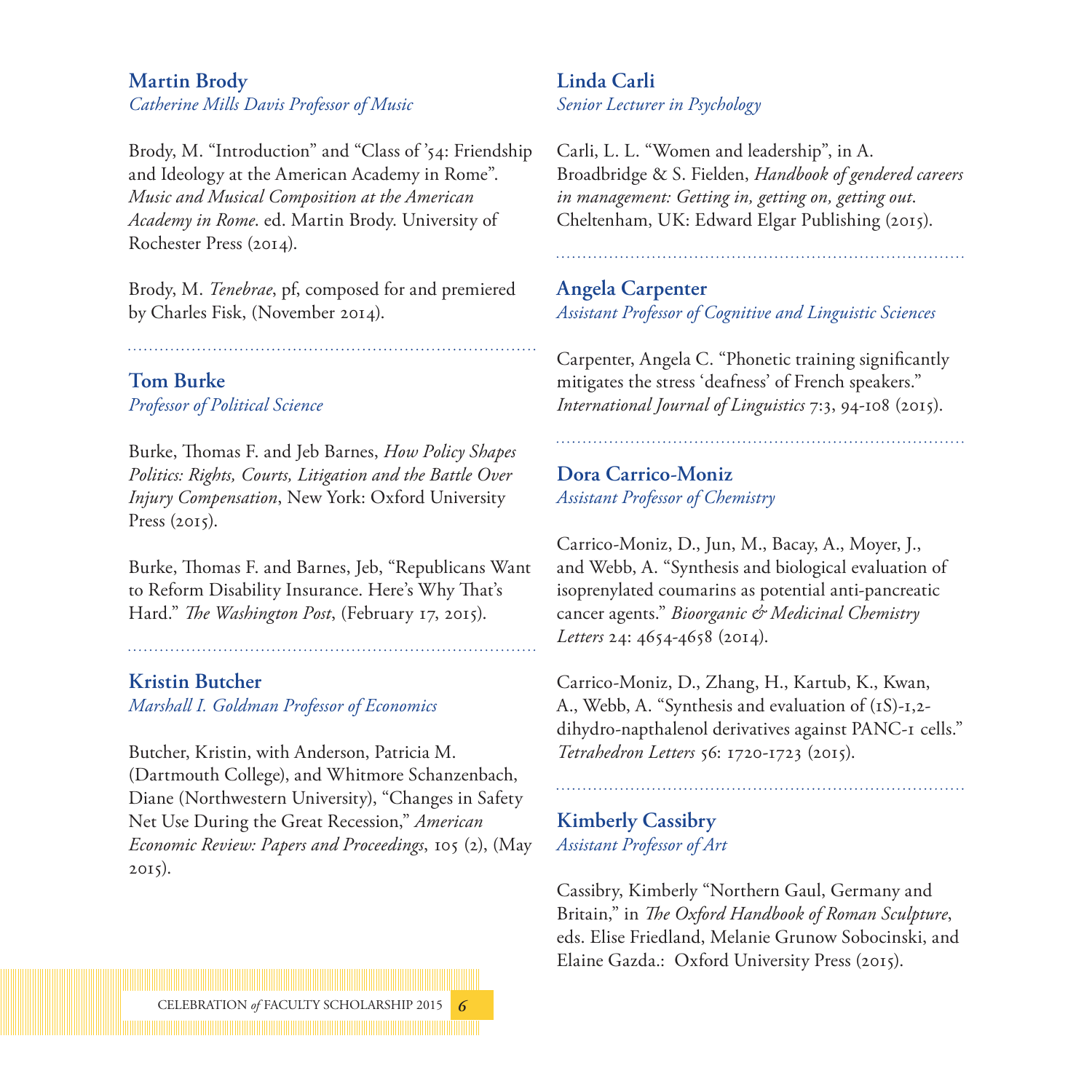### Martin Brody
*Catherine Mills Davis Professor of Music*

Brody, M. "Introduction" and "Class of '54: Friendship and Ideology at the American Academy in Rome". *Music and Musical Composition at the American Academy in Rome*. ed. Martin Brody. University of Rochester Press (2014).

Brody, M. *Tenebrae*, pf, composed for and premiered by Charles Fisk, (November 2014).

### Tom Burke
*Professor of Political Science*

Burke, Thomas F. and Jeb Barnes, *How Policy Shapes Politics: Rights, Courts, Litigation and the Battle Over Injury Compensation*, New York: Oxford University Press (2015).

Burke, Thomas F. and Barnes, Jeb, "Republicans Want to Reform Disability Insurance. Here's Why That's Hard." *The Washington Post*, (February 17, 2015).

### Kristin Butcher
*Marshall I. Goldman Professor of Economics*

Butcher, Kristin, with Anderson, Patricia M. (Dartmouth College), and Whitmore Schanzenbach, Diane (Northwestern University), "Changes in Safety Net Use During the Great Recession," *American Economic Review: Papers and Proceedings*, 105 (2), (May 2015).

### Linda Carli
*Senior Lecturer in Psychology*

Carli, L. L. "Women and leadership", in A. Broadbridge & S. Fielden, *Handbook of gendered careers in management: Getting in, getting on, getting out*. Cheltenham, UK: Edward Elgar Publishing (2015).

### Angela Carpenter
*Assistant Professor of Cognitive and Linguistic Sciences*

Carpenter, Angela C. "Phonetic training significantly mitigates the stress 'deafness' of French speakers." *International Journal of Linguistics* 7:3, 94-108 (2015).

### Dora Carrico-Moniz
*Assistant Professor of Chemistry*

Carrico-Moniz, D., Jun, M., Bacay, A., Moyer, J., and Webb, A. "Synthesis and biological evaluation of isoprenylated coumarins as potential anti-pancreatic cancer agents." *Bioorganic & Medicinal Chemistry Letters* 24: 4654-4658 (2014).

Carrico-Moniz, D., Zhang, H., Kartub, K., Kwan, A., Webb, A. "Synthesis and evaluation of (1S)-1,2-dihydro-napthalenol derivatives against PANC-1 cells." *Tetrahedron Letters* 56: 1720-1723 (2015).

### Kimberly Cassibry
*Assistant Professor of Art*

Cassibry, Kimberly "Northern Gaul, Germany and Britain," in *The Oxford Handbook of Roman Sculpture*, eds. Elise Friedland, Melanie Grunow Sobocinski, and Elaine Gazda.: Oxford University Press (2015).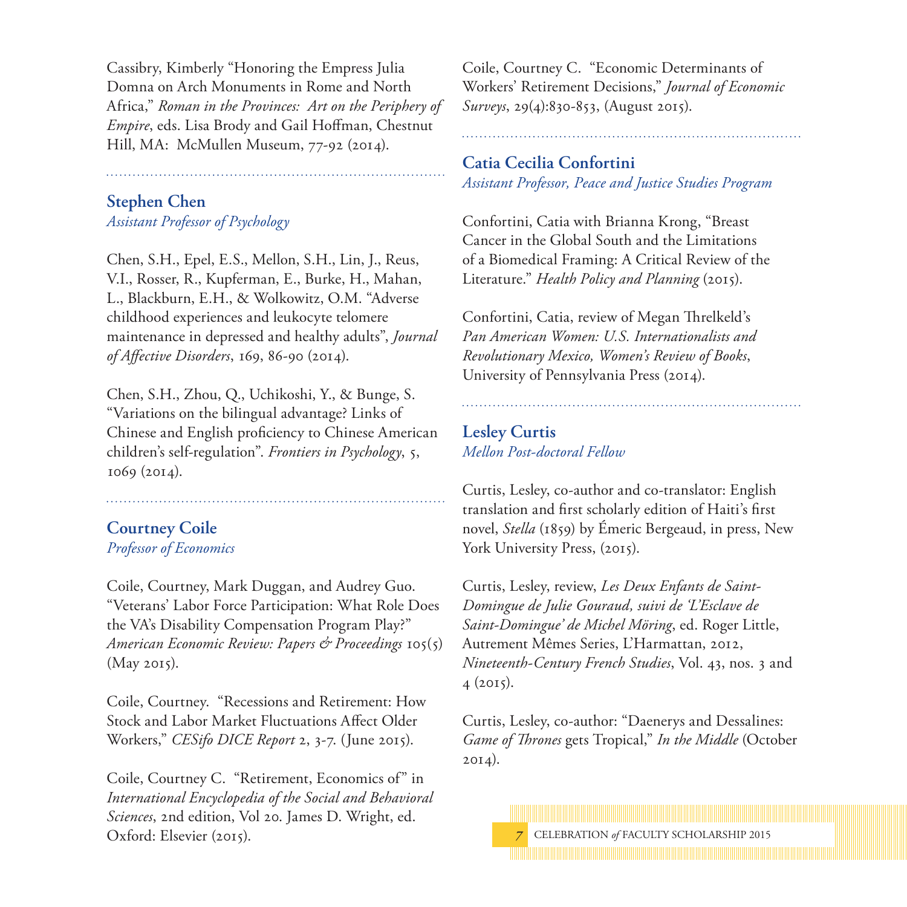Cassibry, Kimberly "Honoring the Empress Julia Domna on Arch Monuments in Rome and North Africa," *Roman in the Provinces: Art on the Periphery of Empire*, eds. Lisa Brody and Gail Hoffman, Chestnut Hill, MA: McMullen Museum, 77-92 (2014).

---

## Stephen Chen

*Assistant Professor of Psychology*

Chen, S.H., Epel, E.S., Mellon, S.H., Lin, J., Reus, V.I., Rosser, R., Kupferman, E., Burke, H., Mahan, L., Blackburn, E.H., & Wolkowitz, O.M. "Adverse childhood experiences and leukocyte telomere maintenance in depressed and healthy adults", *Journal of Affective Disorders*, 169, 86-90 (2014).

Chen, S.H., Zhou, Q., Uchikoshi, Y., & Bunge, S. "Variations on the bilingual advantage? Links of Chinese and English proficiency to Chinese American children's self-regulation". *Frontiers in Psychology*, 5, 1069 (2014).

---

## Courtney Coile

*Professor of Economics*

Coile, Courtney, Mark Duggan, and Audrey Guo. "Veterans' Labor Force Participation: What Role Does the VA's Disability Compensation Program Play?" *American Economic Review: Papers & Proceedings* 105(5) (May 2015).

Coile, Courtney. "Recessions and Retirement: How Stock and Labor Market Fluctuations Affect Older Workers," *CESifo DICE Report* 2, 3-7. (June 2015).

Coile, Courtney C. "Retirement, Economics of" in *International Encyclopedia of the Social and Behavioral Sciences*, 2nd edition, Vol 20. James D. Wright, ed. Oxford: Elsevier (2015).

Coile, Courtney C. "Economic Determinants of Workers' Retirement Decisions," *Journal of Economic Surveys*, 29(4):830-853, (August 2015).

---

## Catia Cecilia Confortini

*Assistant Professor, Peace and Justice Studies Program*

Confortini, Catia with Brianna Krong, "Breast Cancer in the Global South and the Limitations of a Biomedical Framing: A Critical Review of the Literature." *Health Policy and Planning* (2015).

Confortini, Catia, review of Megan Threlkeld's *Pan American Women: U.S. Internationalists and Revolutionary Mexico, Women's Review of Books*, University of Pennsylvania Press (2014).

---

## Lesley Curtis

*Mellon Post-doctoral Fellow*

Curtis, Lesley, co-author and co-translator: English translation and first scholarly edition of Haiti's first novel, *Stella* (1859) by Émeric Bergeaud, in press, New York University Press, (2015).

Curtis, Lesley, review, *Les Deux Enfants de Saint-Domingue de Julie Gouraud, suivi de 'L'Esclave de Saint-Domingue' de Michel Möring*, ed. Roger Little, Autrement Mêmes Series, L'Harmattan, 2012, *Nineteenth-Century French Studies*, Vol. 43, nos. 3 and 4 (2015).

Curtis, Lesley, co-author: "Daenerys and Dessalines: *Game of Thrones* gets Tropical," *In the Middle* (October 2014).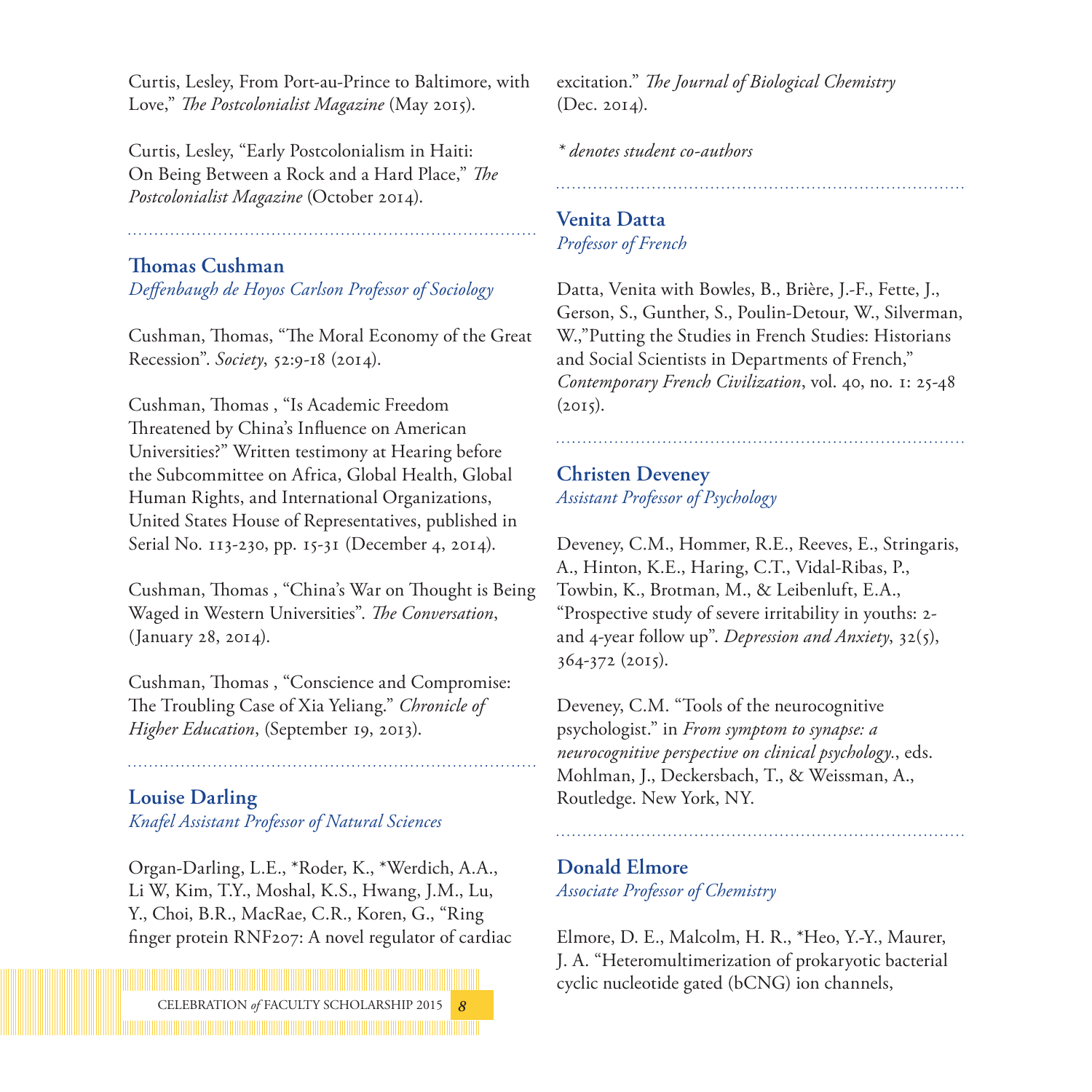Curtis, Lesley, From Port-au-Prince to Baltimore, with Love," *The Postcolonialist Magazine* (May 2015).

Curtis, Lesley, "Early Postcolonialism in Haiti: On Being Between a Rock and a Hard Place," *The Postcolonialist Magazine* (October 2014).

## Thomas Cushman

*Deffenbaugh de Hoyos Carlson Professor of Sociology*

Cushman, Thomas, "The Moral Economy of the Great Recession". *Society*, 52:9-18 (2014).

Cushman, Thomas , "Is Academic Freedom Threatened by China's Influence on American Universities?" Written testimony at Hearing before the Subcommittee on Africa, Global Health, Global Human Rights, and International Organizations, United States House of Representatives, published in Serial No. 113-230, pp. 15-31 (December 4, 2014).

Cushman, Thomas , "China's War on Thought is Being Waged in Western Universities". *The Conversation*, (January 28, 2014).

Cushman, Thomas , "Conscience and Compromise: The Troubling Case of Xia Yeliang." *Chronicle of Higher Education*, (September 19, 2013).

## Louise Darling

*Knafel Assistant Professor of Natural Sciences*

Organ-Darling, L.E., *Roder, K., *Werdich, A.A., Li W, Kim, T.Y., Moshal, K.S., Hwang, J.M., Lu, Y., Choi, B.R., MacRae, C.R., Koren, G., "Ring finger protein RNF207: A novel regulator of cardiac excitation." *The Journal of Biological Chemistry* (Dec. 2014).

*\* denotes student co-authors*

## Venita Datta

*Professor of French*

Datta, Venita with Bowles, B., Brière, J.-F., Fette, J., Gerson, S., Gunther, S., Poulin-Detour, W., Silverman, W.,"Putting the Studies in French Studies: Historians and Social Scientists in Departments of French," *Contemporary French Civilization*, vol. 40, no. 1: 25-48 (2015).

## Christen Deveney

*Assistant Professor of Psychology*

Deveney, C.M., Hommer, R.E., Reeves, E., Stringaris, A., Hinton, K.E., Haring, C.T., Vidal-Ribas, P., Towbin, K., Brotman, M., & Leibenluft, E.A., "Prospective study of severe irritability in youths: 2- and 4-year follow up". *Depression and Anxiety*, 32(5), 364-372 (2015).

Deveney, C.M. "Tools of the neurocognitive psychologist." in *From symptom to synapse: a neurocognitive perspective on clinical psychology.*, eds. Mohlman, J., Deckersbach, T., & Weissman, A., Routledge. New York, NY.

## Donald Elmore

*Associate Professor of Chemistry*

Elmore, D. E., Malcolm, H. R., *Heo, Y.-Y., Maurer, J. A. "Heteromultimerization of prokaryotic bacterial cyclic nucleotide gated (bCNG) ion channels,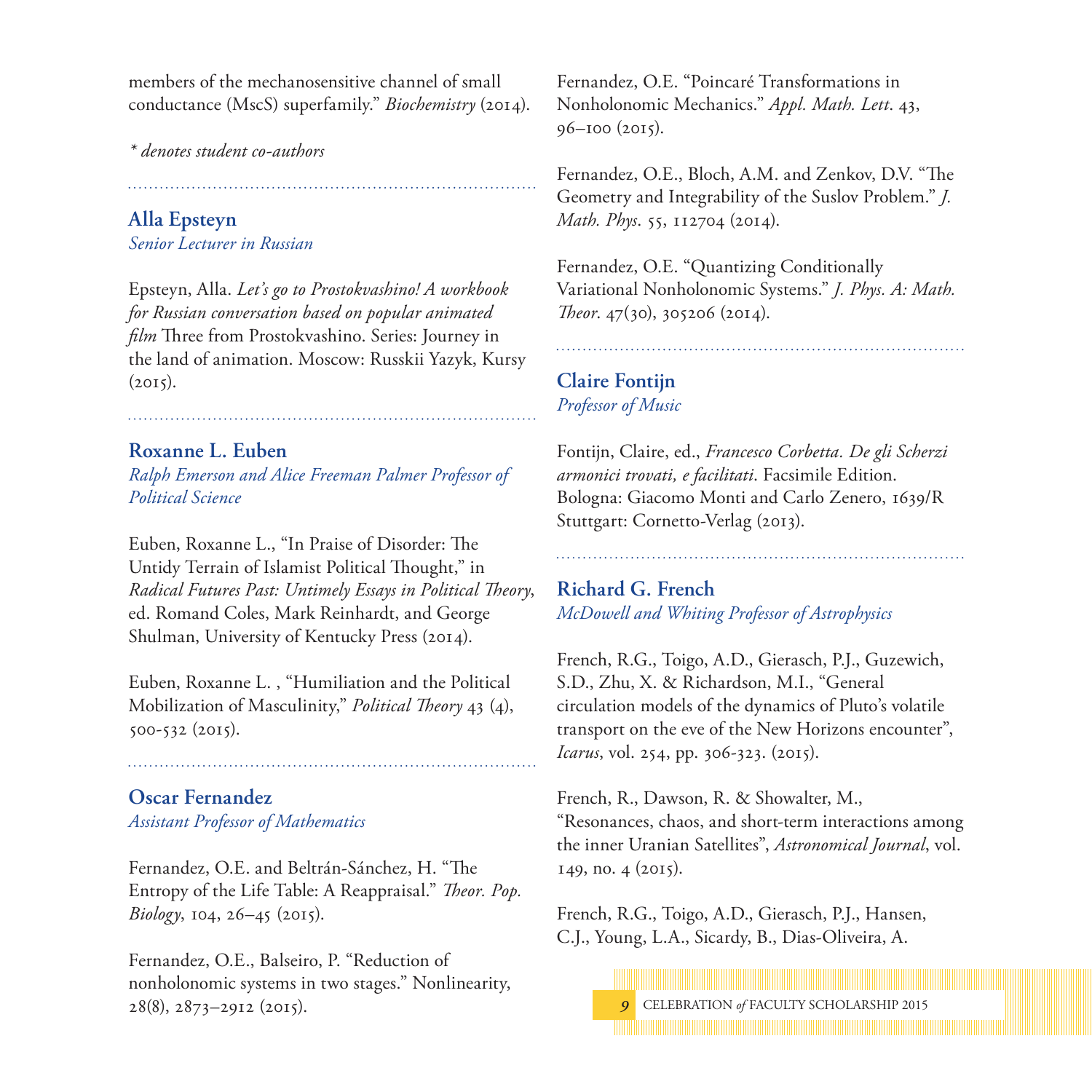members of the mechanosensitive channel of small conductance (MscS) superfamily." *Biochemistry* (2014).

*\* denotes student co-authors*

### Alla Epsteyn
*Senior Lecturer in Russian*

Epsteyn, Alla. *Let's go to Prostokvashino! A workbook for Russian conversation based on popular animated film* Three from Prostokvashino. Series: Journey in the land of animation. Moscow: Russkii Yazyk, Kursy (2015).

### Roxanne L. Euben
*Ralph Emerson and Alice Freeman Palmer Professor of Political Science*

Euben, Roxanne L., "In Praise of Disorder: The Untidy Terrain of Islamist Political Thought," in *Radical Futures Past: Untimely Essays in Political Theory*, ed. Romand Coles, Mark Reinhardt, and George Shulman, University of Kentucky Press (2014).

Euben, Roxanne L. , "Humiliation and the Political Mobilization of Masculinity," *Political Theory* 43 (4), 500-532 (2015).

### Oscar Fernandez
*Assistant Professor of Mathematics*

Fernandez, O.E. and Beltrán-Sánchez, H. "The Entropy of the Life Table: A Reappraisal." *Theor. Pop. Biology*, 104, 26–45 (2015).

Fernandez, O.E., Balseiro, P. "Reduction of nonholonomic systems in two stages." Nonlinearity, 28(8), 2873–2912 (2015).

Fernandez, O.E. "Poincaré Transformations in Nonholonomic Mechanics." *Appl. Math. Lett*. 43, 96–100 (2015).

Fernandez, O.E., Bloch, A.M. and Zenkov, D.V. "The Geometry and Integrability of the Suslov Problem." *J. Math. Phys*. 55, 112704 (2014).

Fernandez, O.E. "Quantizing Conditionally Variational Nonholonomic Systems." *J. Phys. A: Math. Theor*. 47(30), 305206 (2014).

### Claire Fontijn
*Professor of Music*

Fontijn, Claire, ed., *Francesco Corbetta. De gli Scherzi armonici trovati, e facilitati*. Facsimile Edition. Bologna: Giacomo Monti and Carlo Zenero, 1639/R Stuttgart: Cornetto-Verlag (2013).

### Richard G. French
*McDowell and Whiting Professor of Astrophysics*

French, R.G., Toigo, A.D., Gierasch, P.J., Guzewich, S.D., Zhu, X. & Richardson, M.I., "General circulation models of the dynamics of Pluto's volatile transport on the eve of the New Horizons encounter", *Icarus*, vol. 254, pp. 306-323. (2015).

French, R., Dawson, R. & Showalter, M., "Resonances, chaos, and short-term interactions among the inner Uranian Satellites", *Astronomical Journal*, vol. 149, no. 4 (2015).

French, R.G., Toigo, A.D., Gierasch, P.J., Hansen, C.J., Young, L.A., Sicardy, B., Dias-Oliveira, A.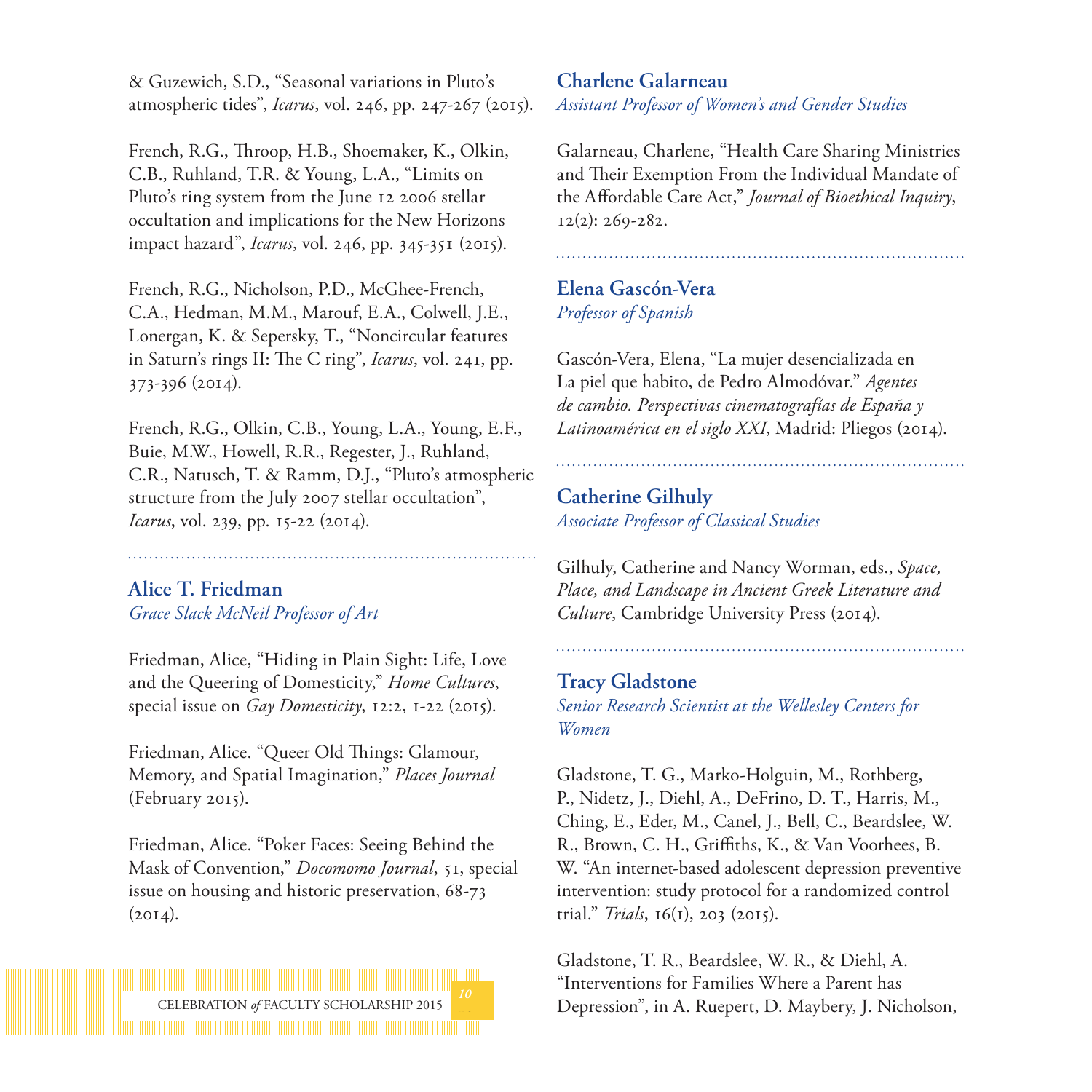& Guzewich, S.D., "Seasonal variations in Pluto's atmospheric tides", *Icarus*, vol. 246, pp. 247-267 (2015).

French, R.G., Throop, H.B., Shoemaker, K., Olkin, C.B., Ruhland, T.R. & Young, L.A., "Limits on Pluto's ring system from the June 12 2006 stellar occultation and implications for the New Horizons impact hazard", *Icarus*, vol. 246, pp. 345-351 (2015).

French, R.G., Nicholson, P.D., McGhee-French, C.A., Hedman, M.M., Marouf, E.A., Colwell, J.E., Lonergan, K. & Sepersky, T., "Noncircular features in Saturn's rings II: The C ring", *Icarus*, vol. 241, pp. 373-396 (2014).

French, R.G., Olkin, C.B., Young, L.A., Young, E.F., Buie, M.W., Howell, R.R., Regester, J., Ruhland, C.R., Natusch, T. & Ramm, D.J., "Pluto's atmospheric structure from the July 2007 stellar occultation", *Icarus*, vol. 239, pp. 15-22 (2014).

## Alice T. Friedman

*Grace Slack McNeil Professor of Art*

Friedman, Alice, "Hiding in Plain Sight: Life, Love and the Queering of Domesticity," *Home Cultures*, special issue on *Gay Domesticity*, 12:2, 1-22 (2015).

Friedman, Alice. "Queer Old Things: Glamour, Memory, and Spatial Imagination," *Places Journal* (February 2015).

Friedman, Alice. "Poker Faces: Seeing Behind the Mask of Convention," *Docomomo Journal*, 51, special issue on housing and historic preservation, 68-73 (2014).

## Charlene Galarneau

*Assistant Professor of Women's and Gender Studies*

Galarneau, Charlene, "Health Care Sharing Ministries and Their Exemption From the Individual Mandate of the Affordable Care Act," *Journal of Bioethical Inquiry*, 12(2): 269-282.

## Elena Gascón-Vera

*Professor of Spanish*

Gascón-Vera, Elena, "La mujer desencializada en La piel que habito, de Pedro Almodóvar." *Agentes de cambio. Perspectivas cinematografías de España y Latinoamérica en el siglo XXI*, Madrid: Pliegos (2014).

## Catherine Gilhuly

*Associate Professor of Classical Studies*

Gilhuly, Catherine and Nancy Worman, eds., *Space, Place, and Landscape in Ancient Greek Literature and Culture*, Cambridge University Press (2014).

## Tracy Gladstone

*Senior Research Scientist at the Wellesley Centers for Women*

Gladstone, T. G., Marko-Holguin, M., Rothberg, P., Nidetz, J., Diehl, A., DeFrino, D. T., Harris, M., Ching, E., Eder, M., Canel, J., Bell, C., Beardslee, W. R., Brown, C. H., Griffiths, K., & Van Voorhees, B. W. "An internet-based adolescent depression preventive intervention: study protocol for a randomized control trial." *Trials*, 16(1), 203 (2015).

Gladstone, T. R., Beardslee, W. R., & Diehl, A. "Interventions for Families Where a Parent has Depression", in A. Ruepert, D. Maybery, J. Nicholson,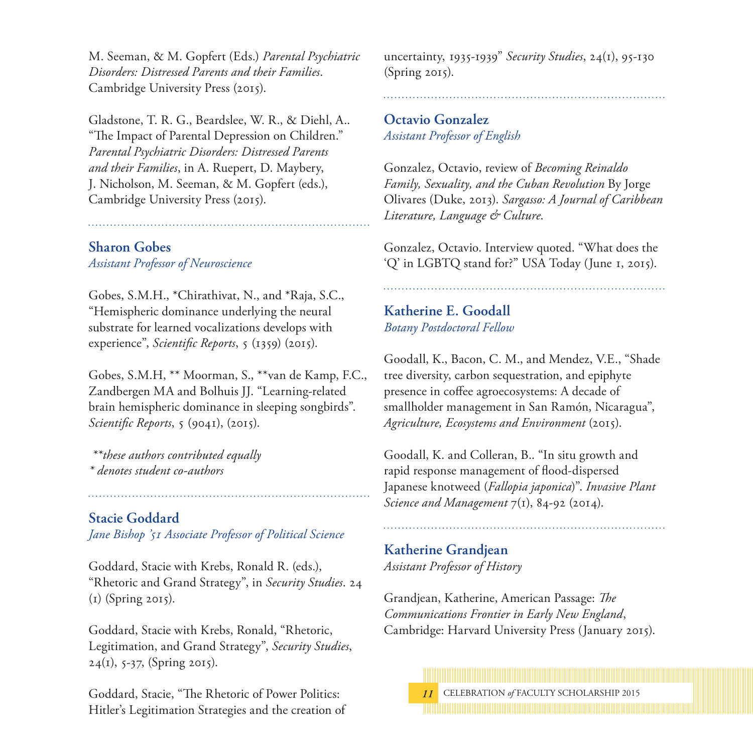M. Seeman, & M. Gopfert (Eds.) *Parental Psychiatric Disorders: Distressed Parents and their Families*. Cambridge University Press (2015).

Gladstone, T. R. G., Beardslee, W. R., & Diehl, A.. "The Impact of Parental Depression on Children." *Parental Psychiatric Disorders: Distressed Parents and their Families*, in A. Ruepert, D. Maybery, J. Nicholson, M. Seeman, & M. Gopfert (eds.), Cambridge University Press (2015).

---

### Sharon Gobes
*Assistant Professor of Neuroscience*

Gobes, S.M.H., *Chirathivat, N., and *Raja, S.C., "Hemispheric dominance underlying the neural substrate for learned vocalizations develops with experience", *Scientific Reports*, 5 (1359) (2015).

Gobes, S.M.H, ** Moorman, S., **van de Kamp, F.C., Zandbergen MA and Bolhuis JJ. "Learning-related brain hemispheric dominance in sleeping songbirds". *Scientific Reports*, 5 (9041), (2015).

*\*\*these authors contributed equally*
*\* denotes student co-authors*

---

### Stacie Goddard
*Jane Bishop '51 Associate Professor of Political Science*

Goddard, Stacie with Krebs, Ronald R. (eds.), "Rhetoric and Grand Strategy", in *Security Studies*. 24 (1) (Spring 2015).

Goddard, Stacie with Krebs, Ronald, "Rhetoric, Legitimation, and Grand Strategy", *Security Studies*, 24(1), 5-37, (Spring 2015).

Goddard, Stacie, "The Rhetoric of Power Politics: Hitler's Legitimation Strategies and the creation of uncertainty, 1935-1939" *Security Studies*, 24(1), 95-130 (Spring 2015).

---

### Octavio Gonzalez
*Assistant Professor of English*

Gonzalez, Octavio, review of *Becoming Reinaldo Family, Sexuality, and the Cuban Revolution* By Jorge Olivares (Duke, 2013). *Sargasso: A Journal of Caribbean Literature, Language & Culture*.

Gonzalez, Octavio. Interview quoted. "What does the 'Q' in LGBTQ stand for?" USA Today (June 1, 2015).

---

### Katherine E. Goodall
*Botany Postdoctoral Fellow*

Goodall, K., Bacon, C. M., and Mendez, V.E., "Shade tree diversity, carbon sequestration, and epiphyte presence in coffee agroecosystems: A decade of smallholder management in San Ramón, Nicaragua", *Agriculture, Ecosystems and Environment* (2015).

Goodall, K. and Colleran, B.. "In situ growth and rapid response management of flood-dispersed Japanese knotweed (*Fallopia japonica*)". *Invasive Plant Science and Management* 7(1), 84-92 (2014).

---

### Katherine Grandjean
*Assistant Professor of History*

Grandjean, Katherine, American Passage: *The Communications Frontier in Early New England*, Cambridge: Harvard University Press (January 2015).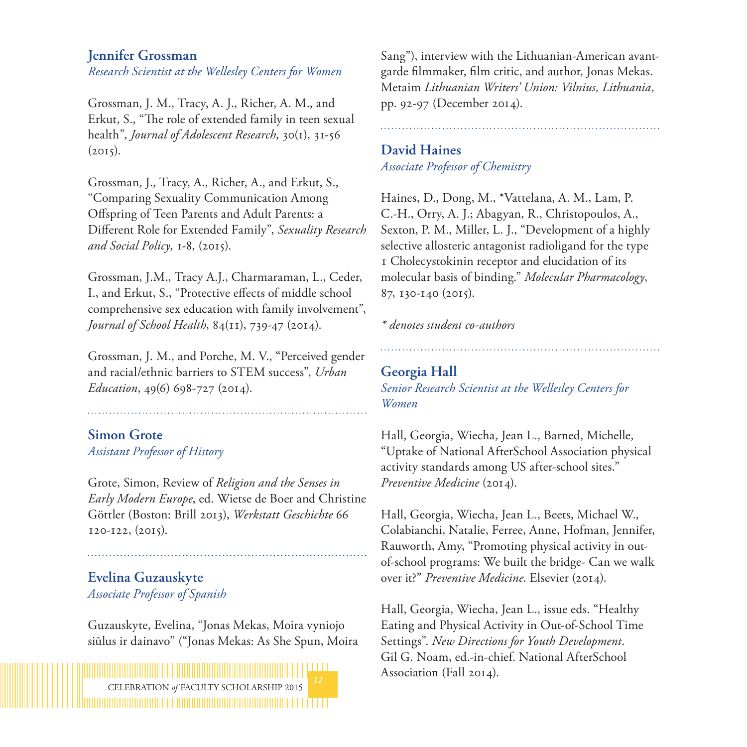### Jennifer Grossman

*Research Scientist at the Wellesley Centers for Women*

Grossman, J. M., Tracy, A. J., Richer, A. M., and Erkut, S., "The role of extended family in teen sexual health", *Journal of Adolescent Research*, 30(1), 31-56 (2015).

Grossman, J., Tracy, A., Richer, A., and Erkut, S., "Comparing Sexuality Communication Among Offspring of Teen Parents and Adult Parents: a Different Role for Extended Family", *Sexuality Research and Social Policy*, 1-8, (2015).

Grossman, J.M., Tracy A.J., Charmaraman, L., Ceder, I., and Erkut, S., "Protective effects of middle school comprehensive sex education with family involvement", *Journal of School Health*, 84(11), 739-47 (2014).

Grossman, J. M., and Porche, M. V., "Perceived gender and racial/ethnic barriers to STEM success", *Urban Education*, 49(6) 698-727 (2014).

### Simon Grote

*Assistant Professor of History*

Grote, Simon, Review of *Religion and the Senses in Early Modern Europe*, ed. Wietse de Boer and Christine Göttler (Boston: Brill 2013), *Werkstatt Geschichte* 66 120-122, (2015).

### Evelina Guzauskyte

*Associate Professor of Spanish*

Guzauskyte, Evelina, "Jonas Mekas, Moira vyniojo siūlus ir dainavo" ("Jonas Mekas: As She Spun, Moira Sang"), interview with the Lithuanian-American avant-garde filmmaker, film critic, and author, Jonas Mekas. Metaim *Lithuanian Writers' Union: Vilnius, Lithuania*, pp. 92-97 (December 2014).

### David Haines

*Associate Professor of Chemistry*

Haines, D., Dong, M., *Vattelana, A. M., Lam, P. C.-H., Orry, A. J.; Abagyan, R., Christopoulos, A., Sexton, P. M., Miller, L. J., "Development of a highly selective allosteric antagonist radioligand for the type 1 Cholecystokinin receptor and elucidation of its molecular basis of binding." *Molecular Pharmacology*, 87, 130-140 (2015).

*\* denotes student co-authors*

### Georgia Hall

*Senior Research Scientist at the Wellesley Centers for Women*

Hall, Georgia, Wiecha, Jean L., Barned, Michelle, "Uptake of National AfterSchool Association physical activity standards among US after-school sites." *Preventive Medicine* (2014).

Hall, Georgia, Wiecha, Jean L., Beets, Michael W., Colabianchi, Natalie, Ferree, Anne, Hofman, Jennifer, Rauworth, Amy, "Promoting physical activity in out-of-school programs: We built the bridge- Can we walk over it?" *Preventive Medicine*. Elsevier (2014).

Hall, Georgia, Wiecha, Jean L., issue eds. "Healthy Eating and Physical Activity in Out-of-School Time Settings". *New Directions for Youth Development*. Gil G. Noam, ed.-in-chief. National AfterSchool Association (Fall 2014).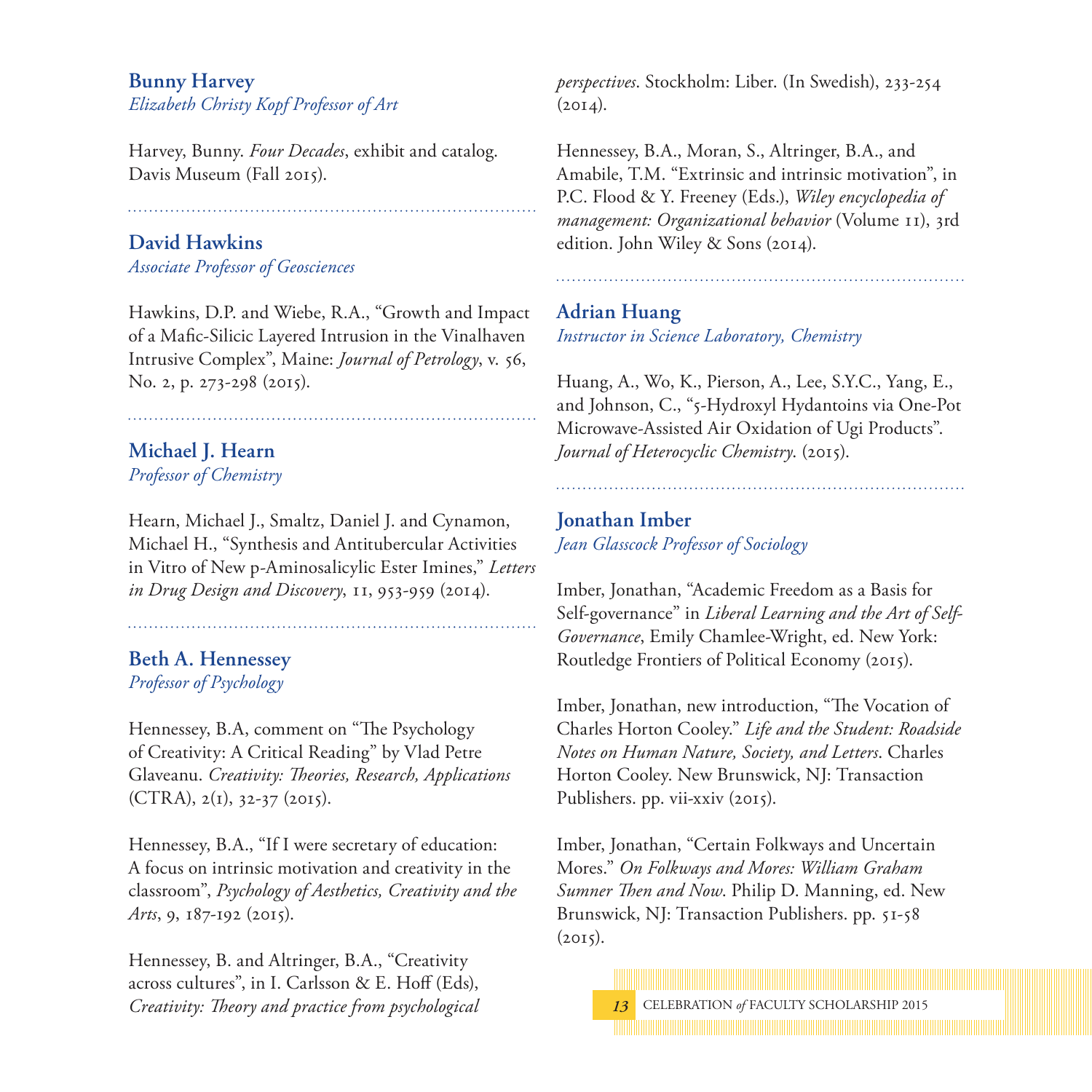### Bunny Harvey

*Elizabeth Christy Kopf Professor of Art*

Harvey, Bunny. *Four Decades*, exhibit and catalog. Davis Museum (Fall 2015).

---

### David Hawkins

*Associate Professor of Geosciences*

Hawkins, D.P. and Wiebe, R.A., "Growth and Impact of a Mafic-Silicic Layered Intrusion in the Vinalhaven Intrusive Complex", Maine: *Journal of Petrology*, v. 56, No. 2, p. 273-298 (2015).

---

### Michael J. Hearn

*Professor of Chemistry*

Hearn, Michael J., Smaltz, Daniel J. and Cynamon, Michael H., "Synthesis and Antitubercular Activities in Vitro of New p-Aminosalicylic Ester Imines," *Letters in Drug Design and Discovery*, 11, 953-959 (2014).

---

### Beth A. Hennessey

*Professor of Psychology*

Hennessey, B.A, comment on "The Psychology of Creativity: A Critical Reading" by Vlad Petre Glaveanu. *Creativity: Theories, Research, Applications* (CTRA), 2(1), 32-37 (2015).

Hennessey, B.A., "If I were secretary of education: A focus on intrinsic motivation and creativity in the classroom", *Psychology of Aesthetics, Creativity and the Arts*, 9, 187-192 (2015).

Hennessey, B. and Altringer, B.A., "Creativity across cultures", in I. Carlsson & E. Hoff (Eds), *Creativity: Theory and practice from psychological perspectives*. Stockholm: Liber. (In Swedish), 233-254 (2014).

Hennessey, B.A., Moran, S., Altringer, B.A., and Amabile, T.M. "Extrinsic and intrinsic motivation", in P.C. Flood & Y. Freeney (Eds.), *Wiley encyclopedia of management: Organizational behavior* (Volume 11), 3rd edition. John Wiley & Sons (2014).

---

### Adrian Huang

*Instructor in Science Laboratory, Chemistry*

Huang, A., Wo, K., Pierson, A., Lee, S.Y.C., Yang, E., and Johnson, C., "5-Hydroxyl Hydantoins via One-Pot Microwave-Assisted Air Oxidation of Ugi Products". *Journal of Heterocyclic Chemistry*. (2015).

---

### Jonathan Imber

*Jean Glasscock Professor of Sociology*

Imber, Jonathan, "Academic Freedom as a Basis for Self-governance" in *Liberal Learning and the Art of Self-Governance*, Emily Chamlee-Wright, ed. New York: Routledge Frontiers of Political Economy (2015).

Imber, Jonathan, new introduction, "The Vocation of Charles Horton Cooley." *Life and the Student: Roadside Notes on Human Nature, Society, and Letters*. Charles Horton Cooley. New Brunswick, NJ: Transaction Publishers. pp. vii-xxiv (2015).

Imber, Jonathan, "Certain Folkways and Uncertain Mores." *On Folkways and Mores: William Graham Sumner Then and Now*. Philip D. Manning, ed. New Brunswick, NJ: Transaction Publishers. pp. 51-58 (2015).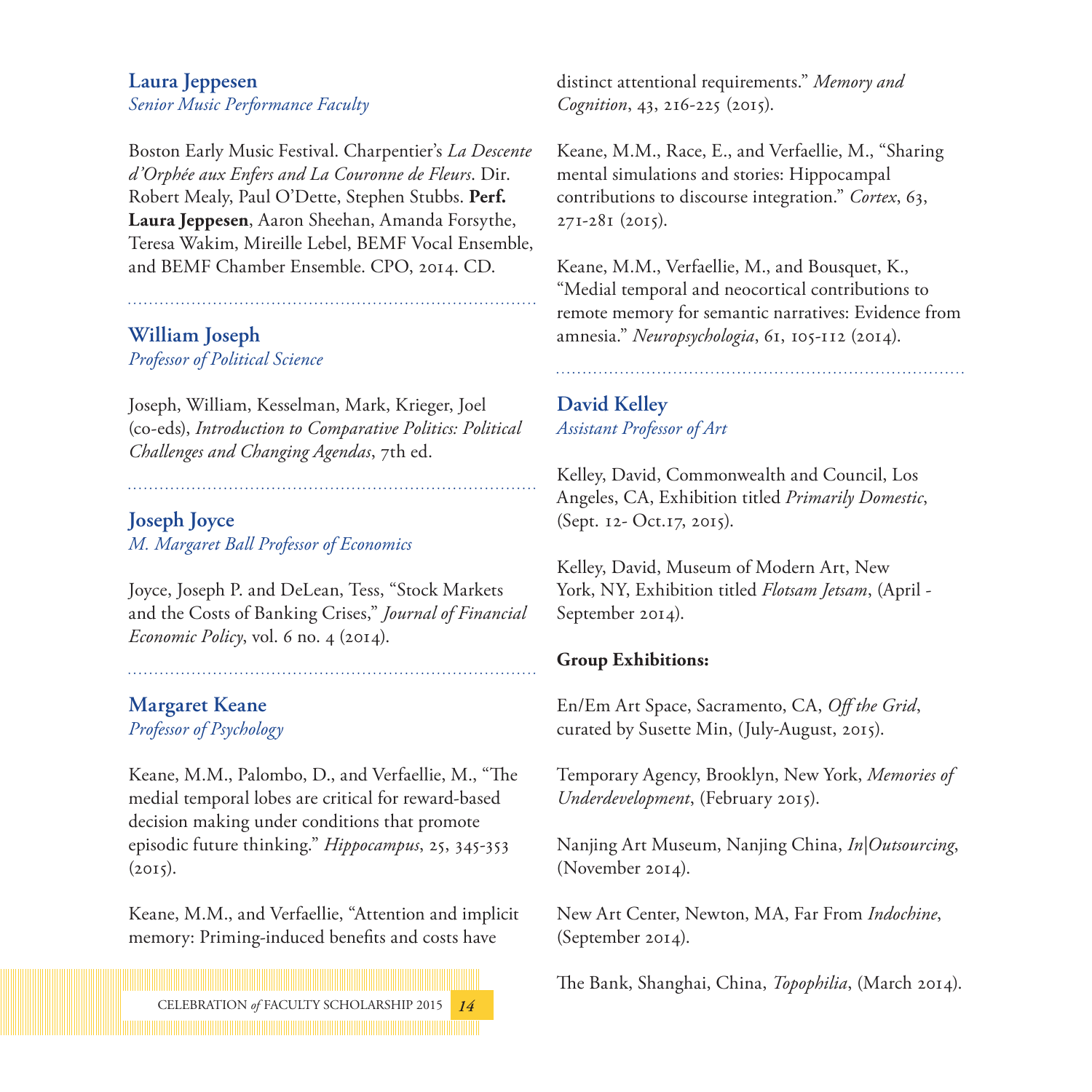### Laura Jeppesen
*Senior Music Performance Faculty*

Boston Early Music Festival. Charpentier's *La Descente d'Orphée aux Enfers and La Couronne de Fleurs*. Dir. Robert Mealy, Paul O'Dette, Stephen Stubbs. **Perf. Laura Jeppesen**, Aaron Sheehan, Amanda Forsythe, Teresa Wakim, Mireille Lebel, BEMF Vocal Ensemble, and BEMF Chamber Ensemble. CPO, 2014. CD.

---

### William Joseph
*Professor of Political Science*

Joseph, William, Kesselman, Mark, Krieger, Joel (co-eds), *Introduction to Comparative Politics: Political Challenges and Changing Agendas*, 7th ed.

---

### Joseph Joyce
*M. Margaret Ball Professor of Economics*

Joyce, Joseph P. and DeLean, Tess, "Stock Markets and the Costs of Banking Crises," *Journal of Financial Economic Policy*, vol. 6 no. 4 (2014).

---

### Margaret Keane
*Professor of Psychology*

Keane, M.M., Palombo, D., and Verfaellie, M., "The medial temporal lobes are critical for reward-based decision making under conditions that promote episodic future thinking." *Hippocampus*, 25, 345-353 (2015).

Keane, M.M., and Verfaellie, "Attention and implicit memory: Priming-induced benefits and costs have distinct attentional requirements." *Memory and Cognition*, 43, 216-225 (2015).

Keane, M.M., Race, E., and Verfaellie, M., "Sharing mental simulations and stories: Hippocampal contributions to discourse integration." *Cortex*, 63, 271-281 (2015).

Keane, M.M., Verfaellie, M., and Bousquet, K., "Medial temporal and neocortical contributions to remote memory for semantic narratives: Evidence from amnesia." *Neuropsychologia*, 61, 105-112 (2014).

---

### David Kelley
*Assistant Professor of Art*

Kelley, David, Commonwealth and Council, Los Angeles, CA, Exhibition titled *Primarily Domestic*, (Sept. 12- Oct.17, 2015).

Kelley, David, Museum of Modern Art, New York, NY, Exhibition titled *Flotsam Jetsam*, (April - September 2014).

**Group Exhibitions:**

En/Em Art Space, Sacramento, CA, *Off the Grid*, curated by Susette Min, (July-August, 2015).

Temporary Agency, Brooklyn, New York, *Memories of Underdevelopment*, (February 2015).

Nanjing Art Museum, Nanjing China, *In|Outsourcing*, (November 2014).

New Art Center, Newton, MA, Far From *Indochine*, (September 2014).

The Bank, Shanghai, China, *Topophilia*, (March 2014).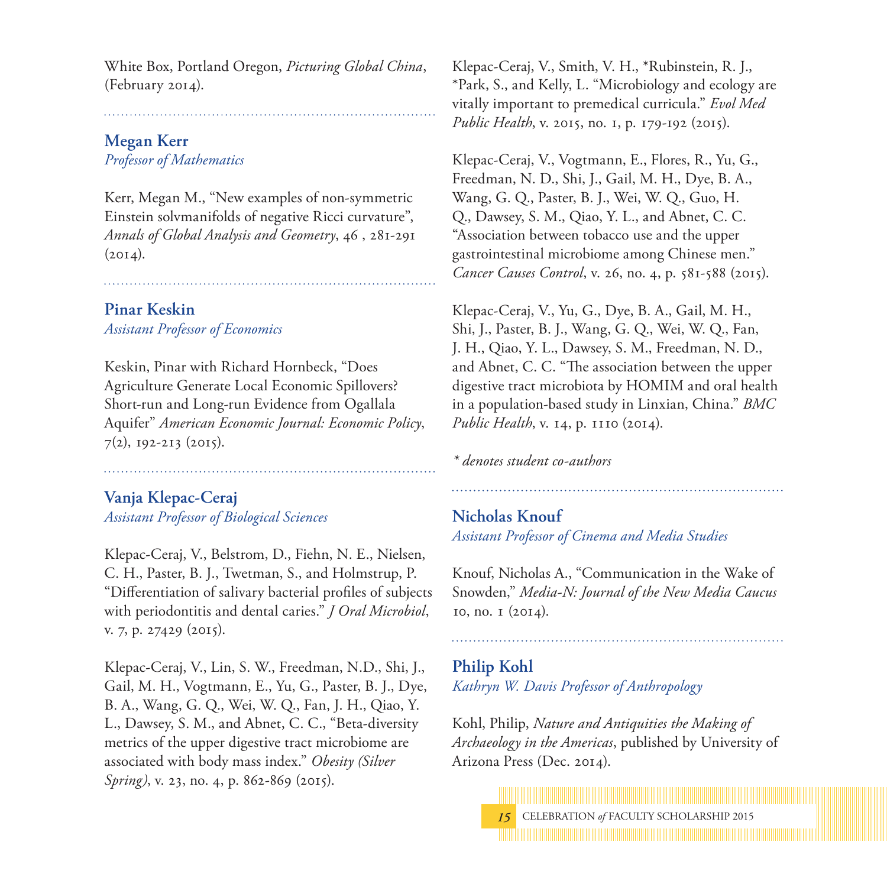White Box, Portland Oregon, *Picturing Global China*, (February 2014).

---

### Megan Kerr
*Professor of Mathematics*

Kerr, Megan M., "New examples of non-symmetric Einstein solvmanifolds of negative Ricci curvature", *Annals of Global Analysis and Geometry*, 46 , 281-291 (2014).

---

### Pinar Keskin
*Assistant Professor of Economics*

Keskin, Pinar with Richard Hornbeck, "Does Agriculture Generate Local Economic Spillovers? Short-run and Long-run Evidence from Ogallala Aquifer" *American Economic Journal: Economic Policy*, 7(2), 192-213 (2015).

---

### Vanja Klepac-Ceraj
*Assistant Professor of Biological Sciences*

Klepac-Ceraj, V., Belstrom, D., Fiehn, N. E., Nielsen, C. H., Paster, B. J., Twetman, S., and Holmstrup, P. "Differentiation of salivary bacterial profiles of subjects with periodontitis and dental caries." *J Oral Microbiol*, v. 7, p. 27429 (2015).

Klepac-Ceraj, V., Lin, S. W., Freedman, N.D., Shi, J., Gail, M. H., Vogtmann, E., Yu, G., Paster, B. J., Dye, B. A., Wang, G. Q., Wei, W. Q., Fan, J. H., Qiao, Y. L., Dawsey, S. M., and Abnet, C. C., "Beta-diversity metrics of the upper digestive tract microbiome are associated with body mass index." *Obesity (Silver Spring)*, v. 23, no. 4, p. 862-869 (2015).

Klepac-Ceraj, V., Smith, V. H., *Rubinstein, R. J., *Park, S., and Kelly, L. "Microbiology and ecology are vitally important to premedical curricula." *Evol Med Public Health*, v. 2015, no. 1, p. 179-192 (2015).

Klepac-Ceraj, V., Vogtmann, E., Flores, R., Yu, G., Freedman, N. D., Shi, J., Gail, M. H., Dye, B. A., Wang, G. Q., Paster, B. J., Wei, W. Q., Guo, H. Q., Dawsey, S. M., Qiao, Y. L., and Abnet, C. C. "Association between tobacco use and the upper gastrointestinal microbiome among Chinese men." *Cancer Causes Control*, v. 26, no. 4, p. 581-588 (2015).

Klepac-Ceraj, V., Yu, G., Dye, B. A., Gail, M. H., Shi, J., Paster, B. J., Wang, G. Q., Wei, W. Q., Fan, J. H., Qiao, Y. L., Dawsey, S. M., Freedman, N. D., and Abnet, C. C. "The association between the upper digestive tract microbiota by HOMIM and oral health in a population-based study in Linxian, China." *BMC Public Health*, v. 14, p. 1110 (2014).

*\* denotes student co-authors*

---

### Nicholas Knouf
*Assistant Professor of Cinema and Media Studies*

Knouf, Nicholas A., "Communication in the Wake of Snowden," *Media-N: Journal of the New Media Caucus* 10, no. 1 (2014).

---

### Philip Kohl
*Kathryn W. Davis Professor of Anthropology*

Kohl, Philip, *Nature and Antiquities the Making of Archaeology in the Americas*, published by University of Arizona Press (Dec. 2014).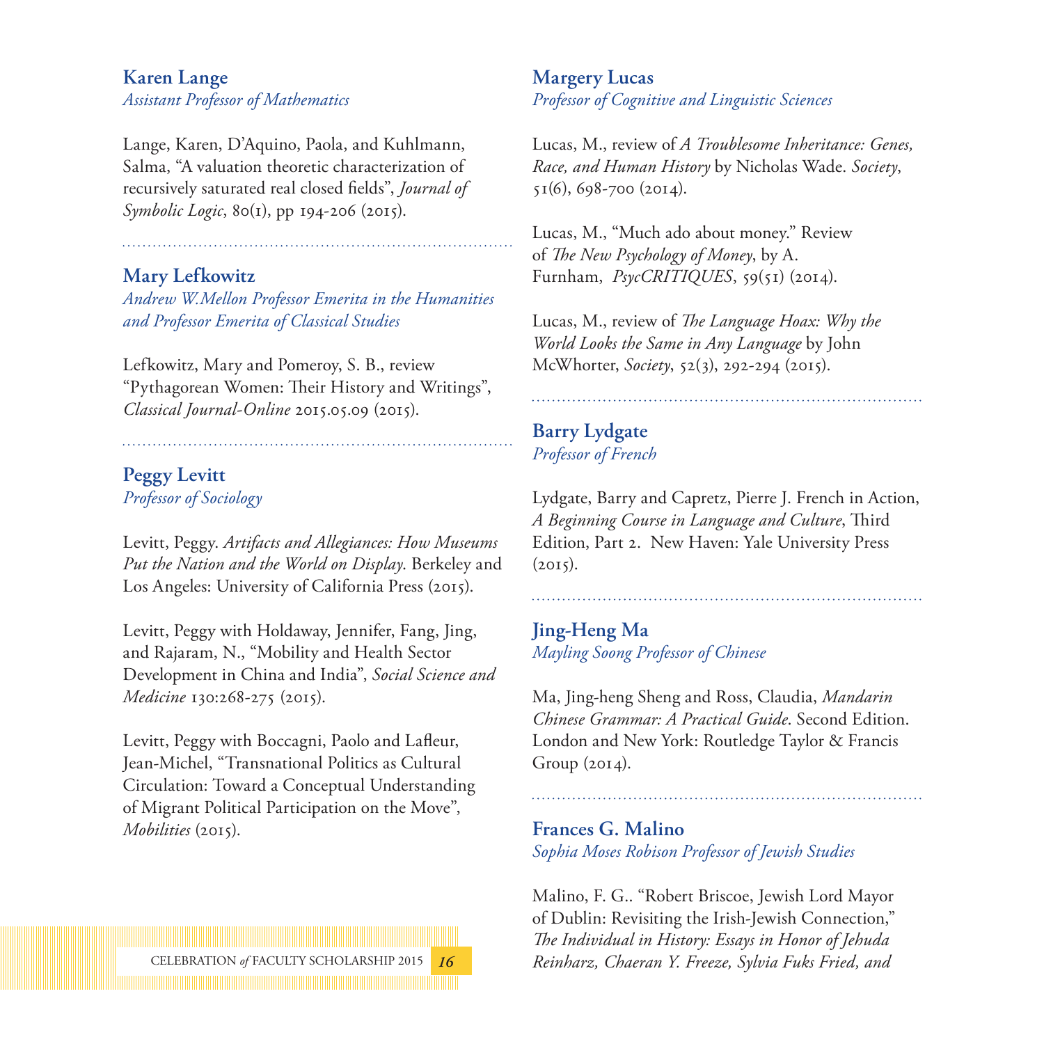## Karen Lange
*Assistant Professor of Mathematics*

Lange, Karen, D'Aquino, Paola, and Kuhlmann, Salma, "A valuation theoretic characterization of recursively saturated real closed fields", *Journal of Symbolic Logic*, 80(1), pp 194-206 (2015).

## Mary Lefkowitz
*Andrew W.Mellon Professor Emerita in the Humanities and Professor Emerita of Classical Studies*

Lefkowitz, Mary and Pomeroy, S. B., review "Pythagorean Women: Their History and Writings", *Classical Journal-Online* 2015.05.09 (2015).

## Peggy Levitt
*Professor of Sociology*

Levitt, Peggy. *Artifacts and Allegiances: How Museums Put the Nation and the World on Display*. Berkeley and Los Angeles: University of California Press (2015).

Levitt, Peggy with Holdaway, Jennifer, Fang, Jing, and Rajaram, N., "Mobility and Health Sector Development in China and India", *Social Science and Medicine* 130:268-275 (2015).

Levitt, Peggy with Boccagni, Paolo and Lafleur, Jean-Michel, "Transnational Politics as Cultural Circulation: Toward a Conceptual Understanding of Migrant Political Participation on the Move", *Mobilities* (2015).

## Margery Lucas
*Professor of Cognitive and Linguistic Sciences*

Lucas, M., review of *A Troublesome Inheritance: Genes, Race, and Human History* by Nicholas Wade. *Society*, 51(6), 698-700 (2014).

Lucas, M., "Much ado about money." Review of *The New Psychology of Money*, by A. Furnham, *PsycCRITIQUES*, 59(51) (2014).

Lucas, M., review of *The Language Hoax: Why the World Looks the Same in Any Language* by John McWhorter, *Society*, 52(3), 292-294 (2015).

## Barry Lydgate
*Professor of French*

Lydgate, Barry and Capretz, Pierre J. French in Action, *A Beginning Course in Language and Culture*, Third Edition, Part 2. New Haven: Yale University Press (2015).

## Jing-Heng Ma
*Mayling Soong Professor of Chinese*

Ma, Jing-heng Sheng and Ross, Claudia, *Mandarin Chinese Grammar: A Practical Guide*. Second Edition. London and New York: Routledge Taylor & Francis Group (2014).

## Frances G. Malino
*Sophia Moses Robison Professor of Jewish Studies*

Malino, F. G.. "Robert Briscoe, Jewish Lord Mayor of Dublin: Revisiting the Irish-Jewish Connection," *The Individual in History: Essays in Honor of Jehuda Reinharz, Chaeran Y. Freeze, Sylvia Fuks Fried, and*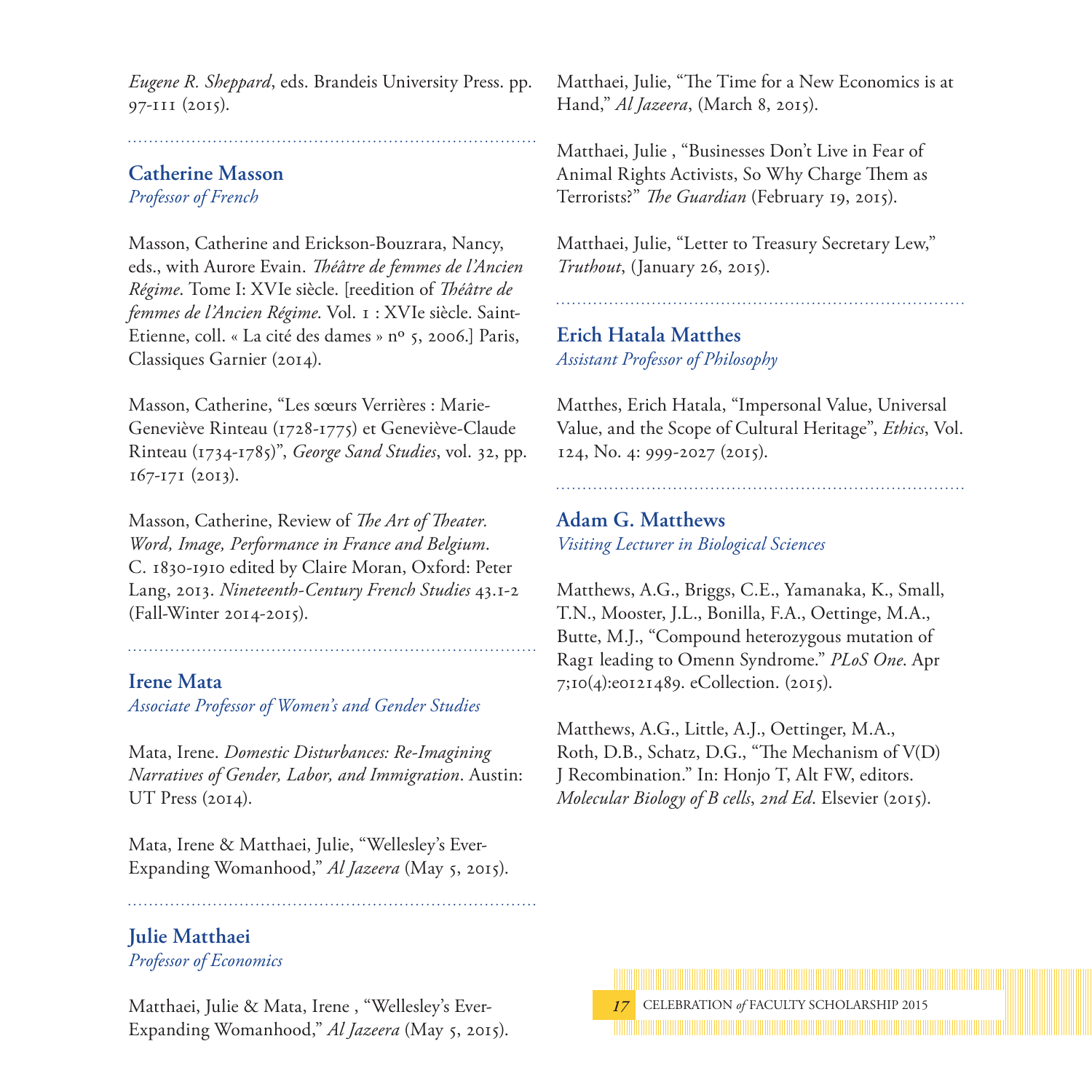*Eugene R. Sheppard*, eds. Brandeis University Press. pp. 97-111 (2015).

## Catherine Masson
*Professor of French*

Masson, Catherine and Erickson-Bouzrara, Nancy, eds., with Aurore Evain. *Théâtre de femmes de l'Ancien Régime*. Tome I: XVIe siècle. [reedition of *Théâtre de femmes de l'Ancien Régime*. Vol. 1 : XVIe siècle. Saint-Etienne, coll. « La cité des dames » nº 5, 2006.] Paris, Classiques Garnier (2014).

Masson, Catherine, "Les sœurs Verrières : Marie-Geneviève Rinteau (1728-1775) et Geneviève-Claude Rinteau (1734-1785)", *George Sand Studies*, vol. 32, pp. 167-171 (2013).

Masson, Catherine, Review of *The Art of Theater. Word, Image, Performance in France and Belgium*. C. 1830-1910 edited by Claire Moran, Oxford: Peter Lang, 2013. *Nineteenth-Century French Studies* 43.1-2 (Fall-Winter 2014-2015).

## Irene Mata
*Associate Professor of Women's and Gender Studies*

Mata, Irene. *Domestic Disturbances: Re-Imagining Narratives of Gender, Labor, and Immigration*. Austin: UT Press (2014).

Mata, Irene & Matthaei, Julie, "Wellesley's Ever-Expanding Womanhood," *Al Jazeera* (May 5, 2015).

## Julie Matthaei
*Professor of Economics*

Matthaei, Julie & Mata, Irene , "Wellesley's Ever-Expanding Womanhood," *Al Jazeera* (May 5, 2015).

Matthaei, Julie, "The Time for a New Economics is at Hand," *Al Jazeera*, (March 8, 2015).

Matthaei, Julie , "Businesses Don't Live in Fear of Animal Rights Activists, So Why Charge Them as Terrorists?" *The Guardian* (February 19, 2015).

Matthaei, Julie, "Letter to Treasury Secretary Lew," *Truthout*, (January 26, 2015).

## Erich Hatala Matthes
*Assistant Professor of Philosophy*

Matthes, Erich Hatala, "Impersonal Value, Universal Value, and the Scope of Cultural Heritage", *Ethics*, Vol. 124, No. 4: 999-2027 (2015).

## Adam G. Matthews
*Visiting Lecturer in Biological Sciences*

Matthews, A.G., Briggs, C.E., Yamanaka, K., Small, T.N., Mooster, J.L., Bonilla, F.A., Oettinge, M.A., Butte, M.J., "Compound heterozygous mutation of Rag1 leading to Omenn Syndrome." *PLoS One*. Apr 7;10(4):e0121489. eCollection. (2015).

Matthews, A.G., Little, A.J., Oettinger, M.A., Roth, D.B., Schatz, D.G., "The Mechanism of V(D) J Recombination." In: Honjo T, Alt FW, editors. *Molecular Biology of B cells*, *2nd Ed*. Elsevier (2015).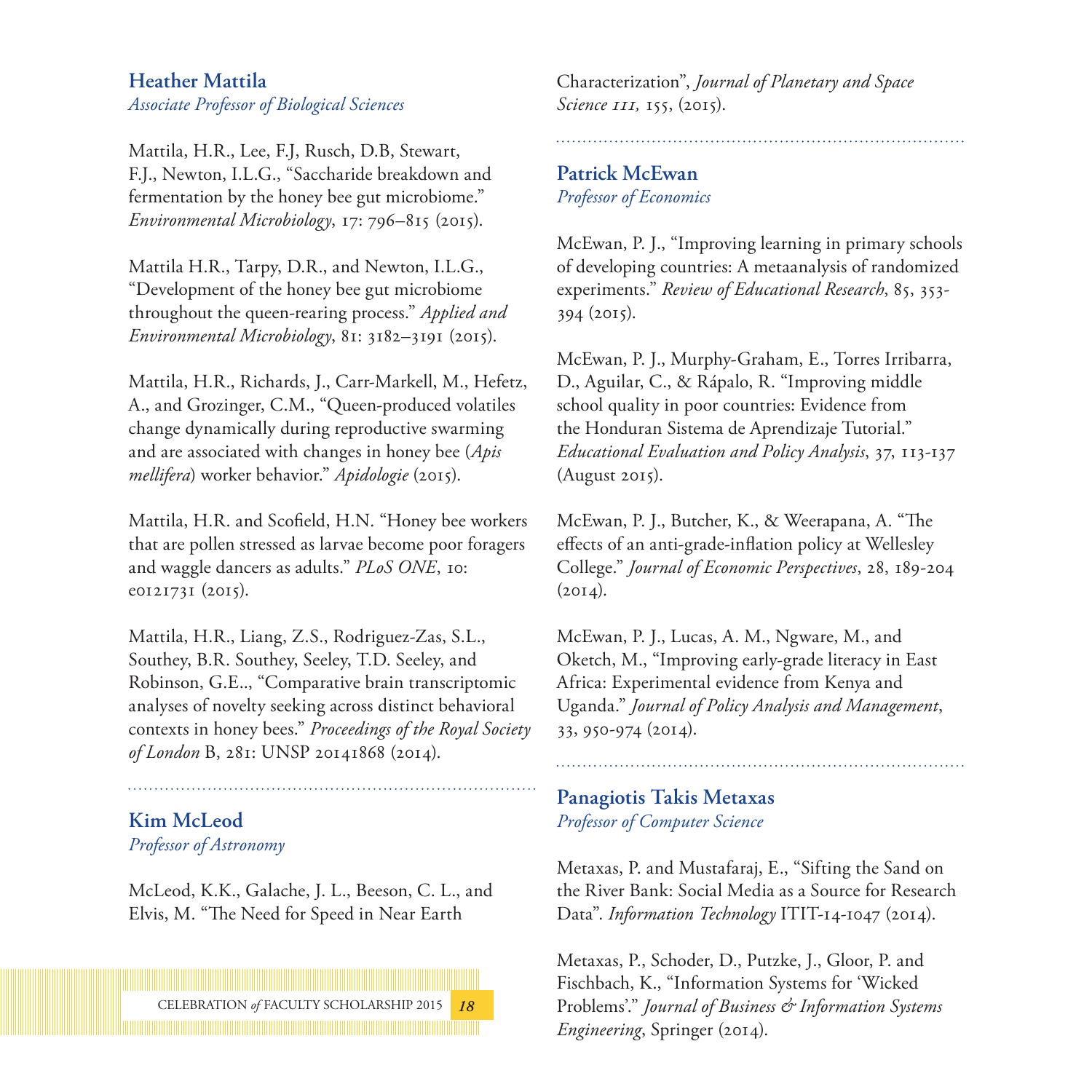### Heather Mattila
*Associate Professor of Biological Sciences*

Mattila, H.R., Lee, F.J, Rusch, D.B, Stewart, F.J., Newton, I.L.G., "Saccharide breakdown and fermentation by the honey bee gut microbiome." *Environmental Microbiology*, 17: 796–815 (2015).

Mattila H.R., Tarpy, D.R., and Newton, I.L.G., "Development of the honey bee gut microbiome throughout the queen-rearing process." *Applied and Environmental Microbiology*, 81: 3182–3191 (2015).

Mattila, H.R., Richards, J., Carr-Markell, M., Hefetz, A., and Grozinger, C.M., "Queen-produced volatiles change dynamically during reproductive swarming and are associated with changes in honey bee (*Apis mellifera*) worker behavior." *Apidologie* (2015).

Mattila, H.R. and Scofield, H.N. "Honey bee workers that are pollen stressed as larvae become poor foragers and waggle dancers as adults." *PLoS ONE*, 10: e0121731 (2015).

Mattila, H.R., Liang, Z.S., Rodriguez-Zas, S.L., Southey, B.R. Southey, Seeley, T.D. Seeley, and Robinson, G.E.., "Comparative brain transcriptomic analyses of novelty seeking across distinct behavioral contexts in honey bees." *Proceedings of the Royal Society of London* B, 281: UNSP 20141868 (2014).

### Kim McLeod
*Professor of Astronomy*

McLeod, K.K., Galache, J. L., Beeson, C. L., and Elvis, M. "The Need for Speed in Near Earth Characterization", *Journal of Planetary and Space Science 111,* 155, (2015).

### Patrick McEwan
*Professor of Economics*

McEwan, P. J., "Improving learning in primary schools of developing countries: A metaanalysis of randomized experiments." *Review of Educational Research*, 85, 353-394 (2015).

McEwan, P. J., Murphy-Graham, E., Torres Irribarra, D., Aguilar, C., & Rápalo, R. "Improving middle school quality in poor countries: Evidence from the Honduran Sistema de Aprendizaje Tutorial." *Educational Evaluation and Policy Analysis*, 37, 113-137 (August 2015).

McEwan, P. J., Butcher, K., & Weerapana, A. "The effects of an anti-grade-inflation policy at Wellesley College." *Journal of Economic Perspectives*, 28, 189-204 (2014).

McEwan, P. J., Lucas, A. M., Ngware, M., and Oketch, M., "Improving early-grade literacy in East Africa: Experimental evidence from Kenya and Uganda." *Journal of Policy Analysis and Management*, 33, 950-974 (2014).

### Panagiotis Takis Metaxas
*Professor of Computer Science*

Metaxas, P. and Mustafaraj, E., "Sifting the Sand on the River Bank: Social Media as a Source for Research Data". *Information Technology* ITIT-14-1047 (2014).

Metaxas, P., Schoder, D., Putzke, J., Gloor, P. and Fischbach, K., "Information Systems for 'Wicked Problems'." *Journal of Business & Information Systems Engineering*, Springer (2014).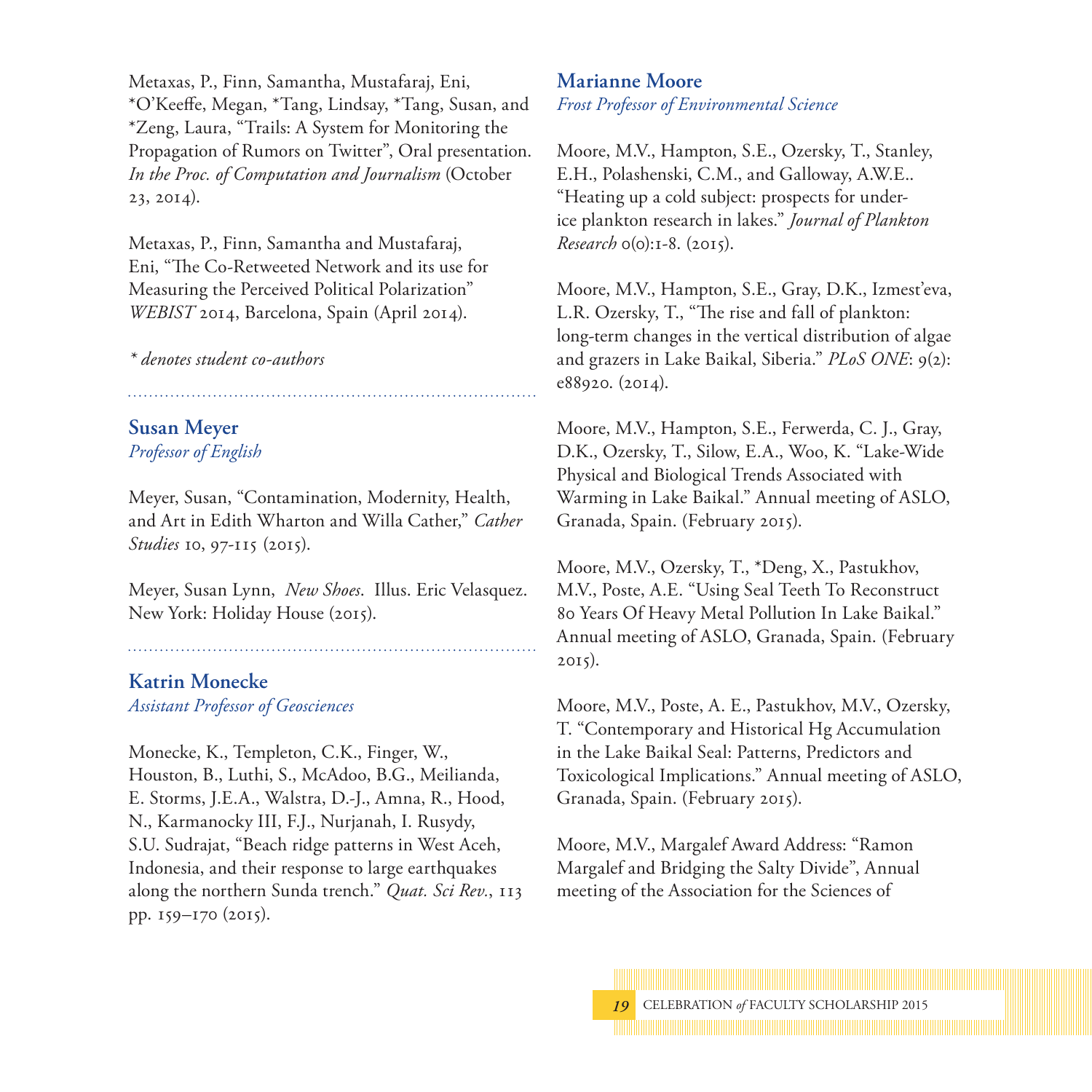Metaxas, P., Finn, Samantha, Mustafaraj, Eni, *O'Keeffe, Megan, *Tang, Lindsay, *Tang, Susan, and *Zeng, Laura, "Trails: A System for Monitoring the Propagation of Rumors on Twitter", Oral presentation. *In the Proc. of Computation and Journalism* (October 23, 2014).

Metaxas, P., Finn, Samantha and Mustafaraj, Eni, "The Co-Retweeted Network and its use for Measuring the Perceived Political Polarization" *WEBIST* 2014, Barcelona, Spain (April 2014).

*\* denotes student co-authors*

---

## Susan Meyer
*Professor of English*

Meyer, Susan, "Contamination, Modernity, Health, and Art in Edith Wharton and Willa Cather," *Cather Studies* 10, 97-115 (2015).

Meyer, Susan Lynn, *New Shoes*. Illus. Eric Velasquez. New York: Holiday House (2015).

---

## Katrin Monecke
*Assistant Professor of Geosciences*

Monecke, K., Templeton, C.K., Finger, W., Houston, B., Luthi, S., McAdoo, B.G., Meilianda, E. Storms, J.E.A., Walstra, D.-J., Amna, R., Hood, N., Karmanocky III, F.J., Nurjanah, I. Rusydy, S.U. Sudrajat, "Beach ridge patterns in West Aceh, Indonesia, and their response to large earthquakes along the northern Sunda trench." *Quat. Sci Rev.*, 113 pp. 159–170 (2015).

## Marianne Moore
*Frost Professor of Environmental Science*

Moore, M.V., Hampton, S.E., Ozersky, T., Stanley, E.H., Polashenski, C.M., and Galloway, A.W.E.. "Heating up a cold subject: prospects for under-ice plankton research in lakes." *Journal of Plankton Research* 0(0):1-8. (2015).

Moore, M.V., Hampton, S.E., Gray, D.K., Izmest'eva, L.R. Ozersky, T., "The rise and fall of plankton: long-term changes in the vertical distribution of algae and grazers in Lake Baikal, Siberia." *PLoS ONE*: 9(2): e88920. (2014).

Moore, M.V., Hampton, S.E., Ferwerda, C. J., Gray, D.K., Ozersky, T., Silow, E.A., Woo, K. "Lake-Wide Physical and Biological Trends Associated with Warming in Lake Baikal." Annual meeting of ASLO, Granada, Spain. (February 2015).

Moore, M.V., Ozersky, T., *Deng, X., Pastukhov, M.V., Poste, A.E. "Using Seal Teeth To Reconstruct 80 Years Of Heavy Metal Pollution In Lake Baikal." Annual meeting of ASLO, Granada, Spain. (February 2015).

Moore, M.V., Poste, A. E., Pastukhov, M.V., Ozersky, T. "Contemporary and Historical Hg Accumulation in the Lake Baikal Seal: Patterns, Predictors and Toxicological Implications." Annual meeting of ASLO, Granada, Spain. (February 2015).

Moore, M.V., Margalef Award Address: "Ramon Margalef and Bridging the Salty Divide", Annual meeting of the Association for the Sciences of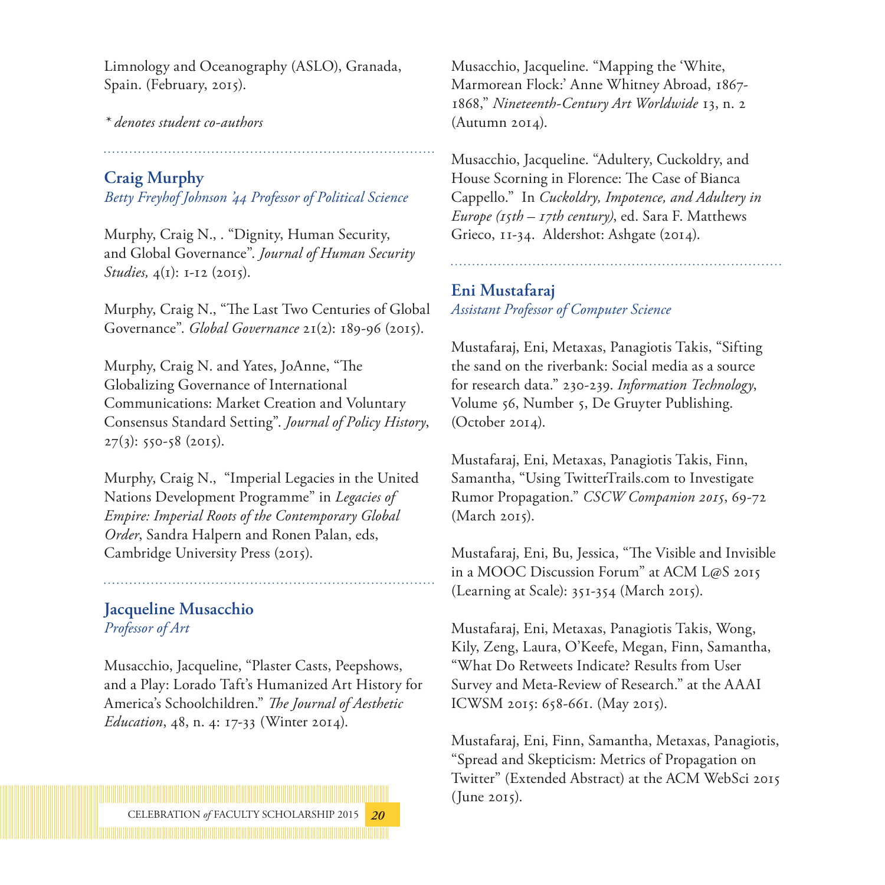Limnology and Oceanography (ASLO), Granada, Spain. (February, 2015).

*\* denotes student co-authors*

## Craig Murphy

*Betty Freyhof Johnson '44 Professor of Political Science*

Murphy, Craig N., . "Dignity, Human Security, and Global Governance". *Journal of Human Security Studies,* 4(1): 1-12 (2015).

Murphy, Craig N., "The Last Two Centuries of Global Governance". *Global Governance* 21(2): 189-96 (2015).

Murphy, Craig N. and Yates, JoAnne, "The Globalizing Governance of International Communications: Market Creation and Voluntary Consensus Standard Setting". *Journal of Policy History*, 27(3): 550-58 (2015).

Murphy, Craig N., "Imperial Legacies in the United Nations Development Programme" in *Legacies of Empire: Imperial Roots of the Contemporary Global Order*, Sandra Halpern and Ronen Palan, eds, Cambridge University Press (2015).

## Jacqueline Musacchio

*Professor of Art*

Musacchio, Jacqueline, "Plaster Casts, Peepshows, and a Play: Lorado Taft's Humanized Art History for America's Schoolchildren." *The Journal of Aesthetic Education*, 48, n. 4: 17-33 (Winter 2014).

Musacchio, Jacqueline. "Mapping the 'White, Marmorean Flock:' Anne Whitney Abroad, 1867-1868," *Nineteenth-Century Art Worldwide* 13, n. 2 (Autumn 2014).

Musacchio, Jacqueline. "Adultery, Cuckoldry, and House Scorning in Florence: The Case of Bianca Cappello." In *Cuckoldry, Impotence, and Adultery in Europe (15th – 17th century)*, ed. Sara F. Matthews Grieco, 11-34. Aldershot: Ashgate (2014).

## Eni Mustafaraj

*Assistant Professor of Computer Science*

Mustafaraj, Eni, Metaxas, Panagiotis Takis, "Sifting the sand on the riverbank: Social media as a source for research data." 230-239. *Information Technology*, Volume 56, Number 5, De Gruyter Publishing. (October 2014).

Mustafaraj, Eni, Metaxas, Panagiotis Takis, Finn, Samantha, "Using TwitterTrails.com to Investigate Rumor Propagation." *CSCW Companion 2015*, 69-72 (March 2015).

Mustafaraj, Eni, Bu, Jessica, "The Visible and Invisible in a MOOC Discussion Forum" at ACM L@S 2015 (Learning at Scale): 351-354 (March 2015).

Mustafaraj, Eni, Metaxas, Panagiotis Takis, Wong, Kily, Zeng, Laura, O'Keefe, Megan, Finn, Samantha, "What Do Retweets Indicate? Results from User Survey and Meta-Review of Research." at the AAAI ICWSM 2015: 658-661. (May 2015).

Mustafaraj, Eni, Finn, Samantha, Metaxas, Panagiotis, "Spread and Skepticism: Metrics of Propagation on Twitter" (Extended Abstract) at the ACM WebSci 2015 (June 2015).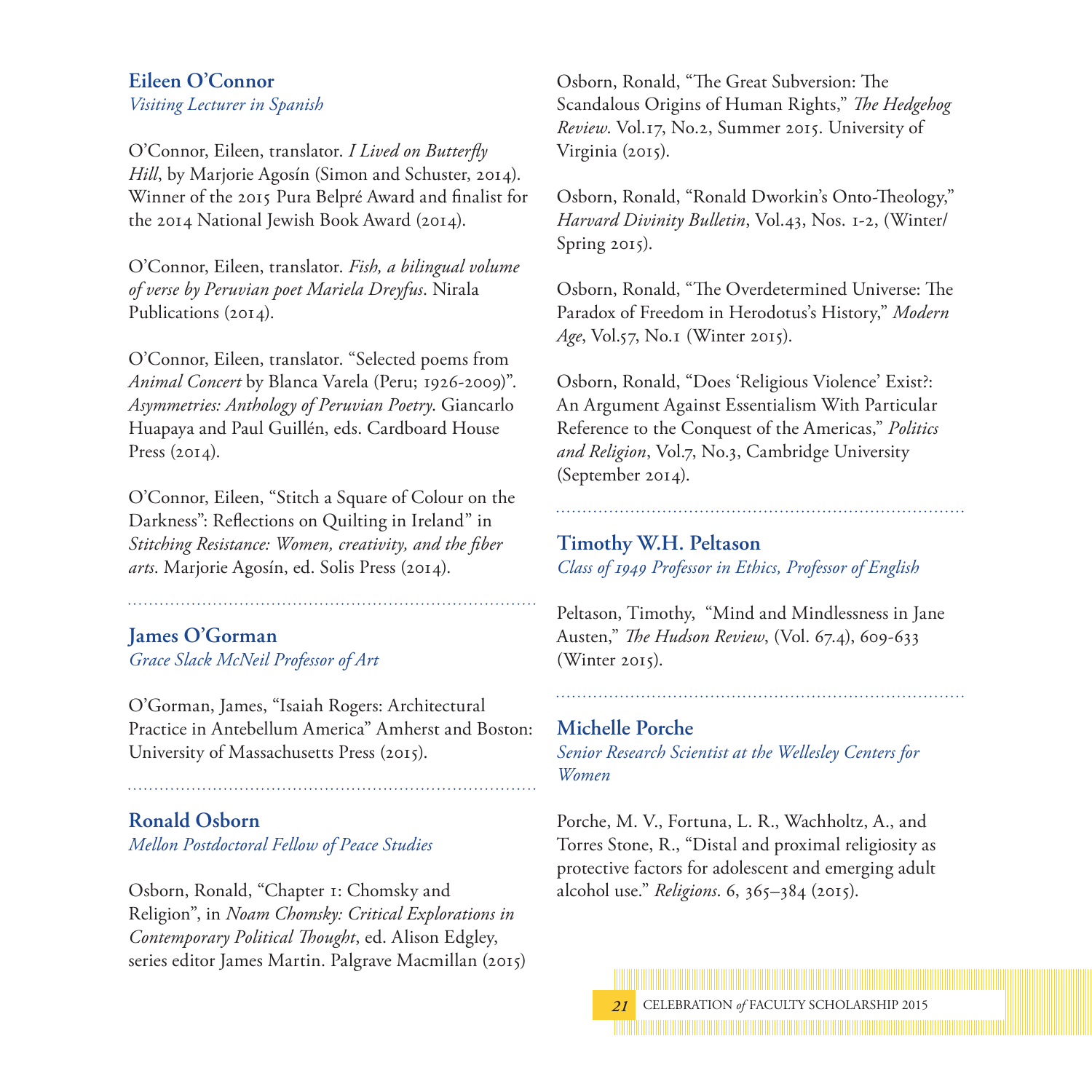### Eileen O'Connor
*Visiting Lecturer in Spanish*

O'Connor, Eileen, translator. *I Lived on Butterfly Hill*, by Marjorie Agosín (Simon and Schuster, 2014). Winner of the 2015 Pura Belpré Award and finalist for the 2014 National Jewish Book Award (2014).

O'Connor, Eileen, translator. *Fish, a bilingual volume of verse by Peruvian poet Mariela Dreyfus*. Nirala Publications (2014).

O'Connor, Eileen, translator. "Selected poems from *Animal Concert* by Blanca Varela (Peru; 1926-2009)". *Asymmetries: Anthology of Peruvian Poetry*. Giancarlo Huapaya and Paul Guillén, eds. Cardboard House Press (2014).

O'Connor, Eileen, "Stitch a Square of Colour on the Darkness": Reflections on Quilting in Ireland" in *Stitching Resistance: Women, creativity, and the fiber arts*. Marjorie Agosín, ed. Solis Press (2014).

### James O'Gorman
*Grace Slack McNeil Professor of Art*

O'Gorman, James, "Isaiah Rogers: Architectural Practice in Antebellum America" Amherst and Boston: University of Massachusetts Press (2015).

### Ronald Osborn
*Mellon Postdoctoral Fellow of Peace Studies*

Osborn, Ronald, "Chapter 1: Chomsky and Religion", in *Noam Chomsky: Critical Explorations in Contemporary Political Thought*, ed. Alison Edgley, series editor James Martin. Palgrave Macmillan (2015)

Osborn, Ronald, "The Great Subversion: The Scandalous Origins of Human Rights," *The Hedgehog Review*. Vol.17, No.2, Summer 2015. University of Virginia (2015).

Osborn, Ronald, "Ronald Dworkin's Onto-Theology," *Harvard Divinity Bulletin*, Vol.43, Nos. 1-2, (Winter/Spring 2015).

Osborn, Ronald, "The Overdetermined Universe: The Paradox of Freedom in Herodotus's History," *Modern Age*, Vol.57, No.1 (Winter 2015).

Osborn, Ronald, "Does 'Religious Violence' Exist?: An Argument Against Essentialism With Particular Reference to the Conquest of the Americas," *Politics and Religion*, Vol.7, No.3, Cambridge University (September 2014).

### Timothy W.H. Peltason
*Class of 1949 Professor in Ethics, Professor of English*

Peltason, Timothy, "Mind and Mindlessness in Jane Austen," *The Hudson Review*, (Vol. 67.4), 609-633 (Winter 2015).

### Michelle Porche
*Senior Research Scientist at the Wellesley Centers for Women*

Porche, M. V., Fortuna, L. R., Wachholtz, A., and Torres Stone, R., "Distal and proximal religiosity as protective factors for adolescent and emerging adult alcohol use." *Religions*. 6, 365–384 (2015).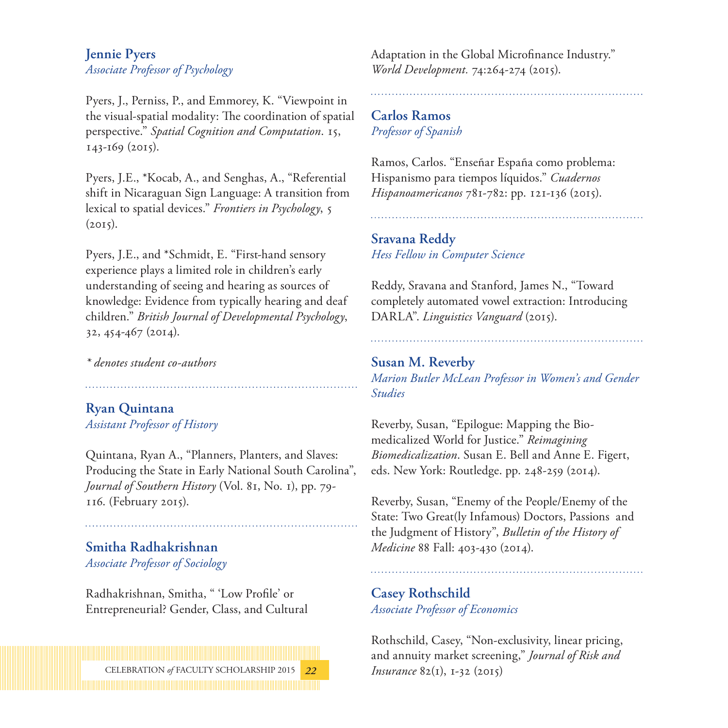### Jennie Pyers
*Associate Professor of Psychology*

Pyers, J., Perniss, P., and Emmorey, K. "Viewpoint in the visual-spatial modality: The coordination of spatial perspective." *Spatial Cognition and Computation*. 15, 143-169 (2015).

Pyers, J.E., *Kocab, A., and Senghas, A., "Referential shift in Nicaraguan Sign Language: A transition from lexical to spatial devices." *Frontiers in Psychology*, 5 (2015).

Pyers, J.E., and *Schmidt, E. "First-hand sensory experience plays a limited role in children's early understanding of seeing and hearing as sources of knowledge: Evidence from typically hearing and deaf children." *British Journal of Developmental Psychology*, 32, 454-467 (2014).

*\* denotes student co-authors*

### Ryan Quintana
*Assistant Professor of History*

Quintana, Ryan A., "Planners, Planters, and Slaves: Producing the State in Early National South Carolina", *Journal of Southern History* (Vol. 81, No. 1), pp. 79-116. (February 2015).

### Smitha Radhakrishnan
*Associate Professor of Sociology*

Radhakrishnan, Smitha, " 'Low Profile' or Entrepreneurial? Gender, Class, and Cultural Adaptation in the Global Microfinance Industry." *World Development*. 74:264-274 (2015).

### Carlos Ramos
*Professor of Spanish*

Ramos, Carlos. "Enseñar España como problema: Hispanismo para tiempos líquidos." *Cuadernos Hispanoamericanos* 781-782: pp. 121-136 (2015).

### Sravana Reddy
*Hess Fellow in Computer Science*

Reddy, Sravana and Stanford, James N., "Toward completely automated vowel extraction: Introducing DARLA". *Linguistics Vanguard* (2015).

### Susan M. Reverby
*Marion Butler McLean Professor in Women's and Gender Studies*

Reverby, Susan, "Epilogue: Mapping the Bio-medicalized World for Justice." *Reimagining Biomedicalization*. Susan E. Bell and Anne E. Figert, eds. New York: Routledge. pp. 248-259 (2014).

Reverby, Susan, "Enemy of the People/Enemy of the State: Two Great(ly Infamous) Doctors, Passions and the Judgment of History", *Bulletin of the History of Medicine* 88 Fall: 403-430 (2014).

### Casey Rothschild
*Associate Professor of Economics*

Rothschild, Casey, "Non-exclusivity, linear pricing, and annuity market screening," *Journal of Risk and Insurance* 82(1), 1-32 (2015)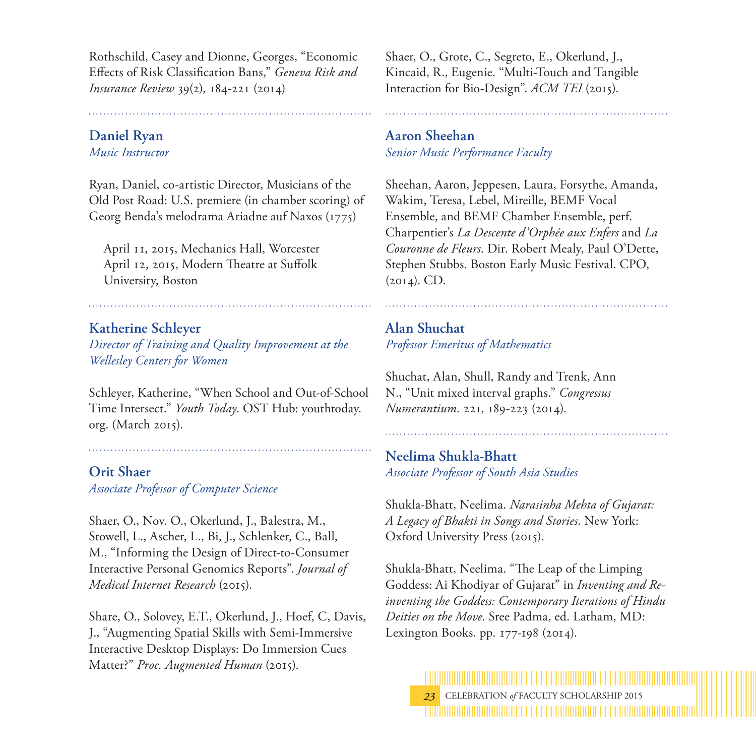Rothschild, Casey and Dionne, Georges, "Economic Effects of Risk Classification Bans," *Geneva Risk and Insurance Review* 39(2), 184-221 (2014)

### Daniel Ryan
*Music Instructor*

Ryan, Daniel, co-artistic Director, Musicians of the Old Post Road: U.S. premiere (in chamber scoring) of Georg Benda's melodrama Ariadne auf Naxos (1775)

April 11, 2015, Mechanics Hall, Worcester
April 12, 2015, Modern Theatre at Suffolk University, Boston

### Katherine Schleyer
*Director of Training and Quality Improvement at the Wellesley Centers for Women*

Schleyer, Katherine, "When School and Out-of-School Time Intersect." *Youth Today*. OST Hub: youthtoday.org. (March 2015).

### Orit Shaer
*Associate Professor of Computer Science*

Shaer, O., Nov. O., Okerlund, J., Balestra, M., Stowell, L., Ascher, L., Bi, J., Schlenker, C., Ball, M., "Informing the Design of Direct-to-Consumer Interactive Personal Genomics Reports". *Journal of Medical Internet Research* (2015).

Share, O., Solovey, E.T., Okerlund, J., Hoef, C, Davis, J., "Augmenting Spatial Skills with Semi-Immersive Interactive Desktop Displays: Do Immersion Cues Matter?" *Proc. Augmented Human* (2015).

Shaer, O., Grote, C., Segreto, E., Okerlund, J., Kincaid, R., Eugenie. "Multi-Touch and Tangible Interaction for Bio-Design". *ACM TEI* (2015).

### Aaron Sheehan
*Senior Music Performance Faculty*

Sheehan, Aaron, Jeppesen, Laura, Forsythe, Amanda, Wakim, Teresa, Lebel, Mireille, BEMF Vocal Ensemble, and BEMF Chamber Ensemble, perf. Charpentier's *La Descente d'Orphée aux Enfers* and *La Couronne de Fleurs*. Dir. Robert Mealy, Paul O'Dette, Stephen Stubbs. Boston Early Music Festival. CPO, (2014). CD.

### Alan Shuchat
*Professor Emeritus of Mathematics*

Shuchat, Alan, Shull, Randy and Trenk, Ann N., "Unit mixed interval graphs." *Congressus Numerantium*. 221, 189-223 (2014).

### Neelima Shukla-Bhatt
*Associate Professor of South Asia Studies*

Shukla-Bhatt, Neelima. *Narasinha Mehta of Gujarat: A Legacy of Bhakti in Songs and Stories*. New York: Oxford University Press (2015).

Shukla-Bhatt, Neelima. "The Leap of the Limping Goddess: Ai Khodiyar of Gujarat" in *Inventing and Re-inventing the Goddess: Contemporary Iterations of Hindu Deities on the Move*. Sree Padma, ed. Latham, MD: Lexington Books. pp. 177-198 (2014).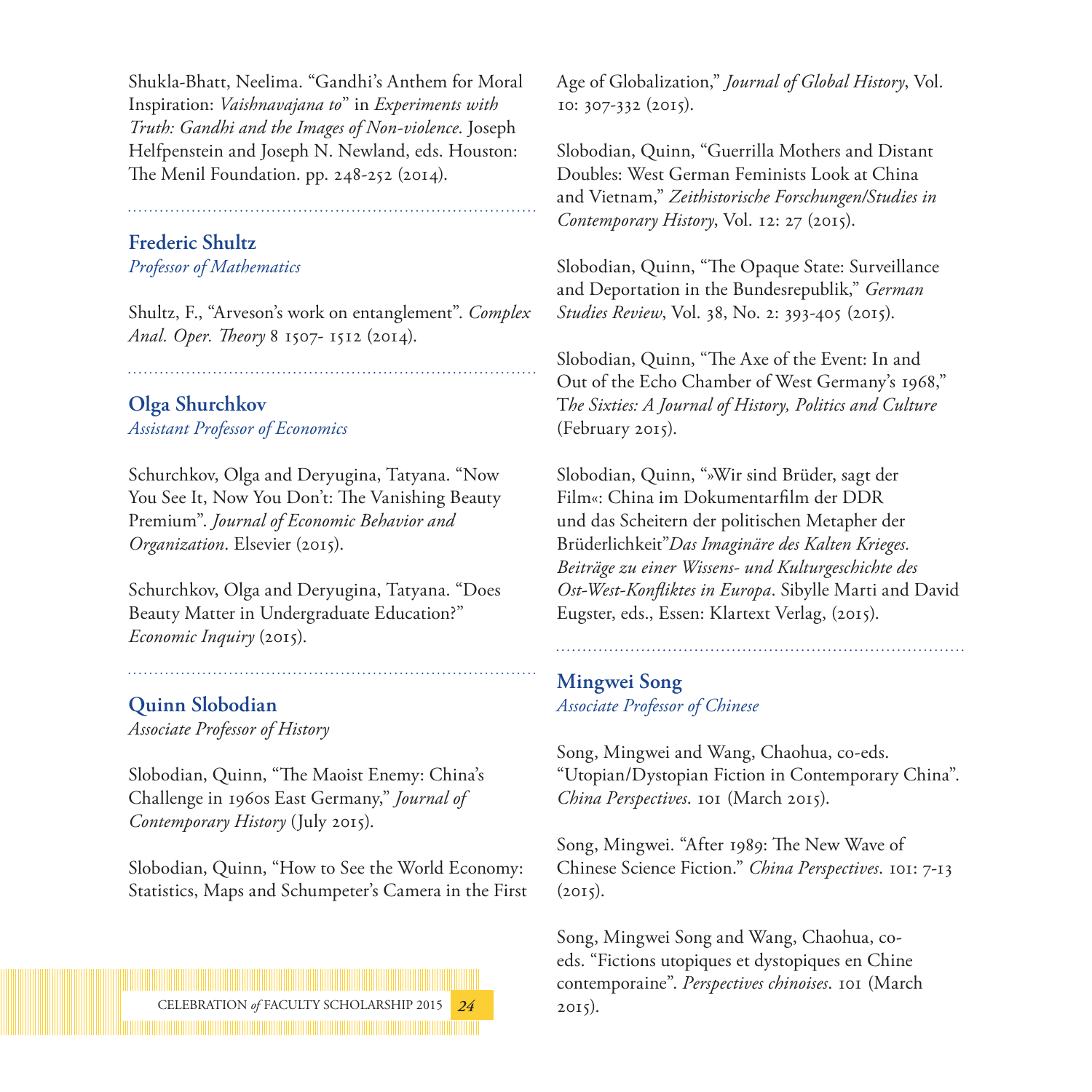Shukla-Bhatt, Neelima. "Gandhi's Anthem for Moral Inspiration: *Vaishnavajana to*" in *Experiments with Truth: Gandhi and the Images of Non-violence*. Joseph Helfpenstein and Joseph N. Newland, eds. Houston: The Menil Foundation. pp. 248-252 (2014).

### Frederic Shultz
*Professor of Mathematics*

Shultz, F., "Arveson's work on entanglement". *Complex Anal. Oper. Theory* 8 1507- 1512 (2014).

### Olga Shurchkov
*Assistant Professor of Economics*

Schurchkov, Olga and Deryugina, Tatyana. "Now You See It, Now You Don't: The Vanishing Beauty Premium". *Journal of Economic Behavior and Organization*. Elsevier (2015).

Schurchkov, Olga and Deryugina, Tatyana. "Does Beauty Matter in Undergraduate Education?" *Economic Inquiry* (2015).

### Quinn Slobodian
*Associate Professor of History*

Slobodian, Quinn, "The Maoist Enemy: China's Challenge in 1960s East Germany," *Journal of Contemporary History* (July 2015).

Slobodian, Quinn, "How to See the World Economy: Statistics, Maps and Schumpeter's Camera in the First Age of Globalization," *Journal of Global History*, Vol. 10: 307-332 (2015).

Slobodian, Quinn, "Guerrilla Mothers and Distant Doubles: West German Feminists Look at China and Vietnam," *Zeithistorische Forschungen/Studies in Contemporary History*, Vol. 12: 27 (2015).

Slobodian, Quinn, "The Opaque State: Surveillance and Deportation in the Bundesrepublik," *German Studies Review*, Vol. 38, No. 2: 393-405 (2015).

Slobodian, Quinn, "The Axe of the Event: In and Out of the Echo Chamber of West Germany's 1968," T*he Sixties: A Journal of History, Politics and Culture* (February 2015).

Slobodian, Quinn, "»Wir sind Brüder, sagt der Film«: China im Dokumentarfilm der DDR und das Scheitern der politischen Metapher der Brüderlichkeit"*Das Imaginäre des Kalten Krieges. Beiträge zu einer Wissens- und Kulturgeschichte des Ost-West-Konfliktes in Europa*. Sibylle Marti and David Eugster, eds., Essen: Klartext Verlag, (2015).

### Mingwei Song
*Associate Professor of Chinese*

Song, Mingwei and Wang, Chaohua, co-eds. "Utopian/Dystopian Fiction in Contemporary China". *China Perspectives*. 101 (March 2015).

Song, Mingwei. "After 1989: The New Wave of Chinese Science Fiction." *China Perspectives*. 101: 7-13 (2015).

Song, Mingwei Song and Wang, Chaohua, co-eds. "Fictions utopiques et dystopiques en Chine contemporaine". *Perspectives chinoises*. 101 (March 2015).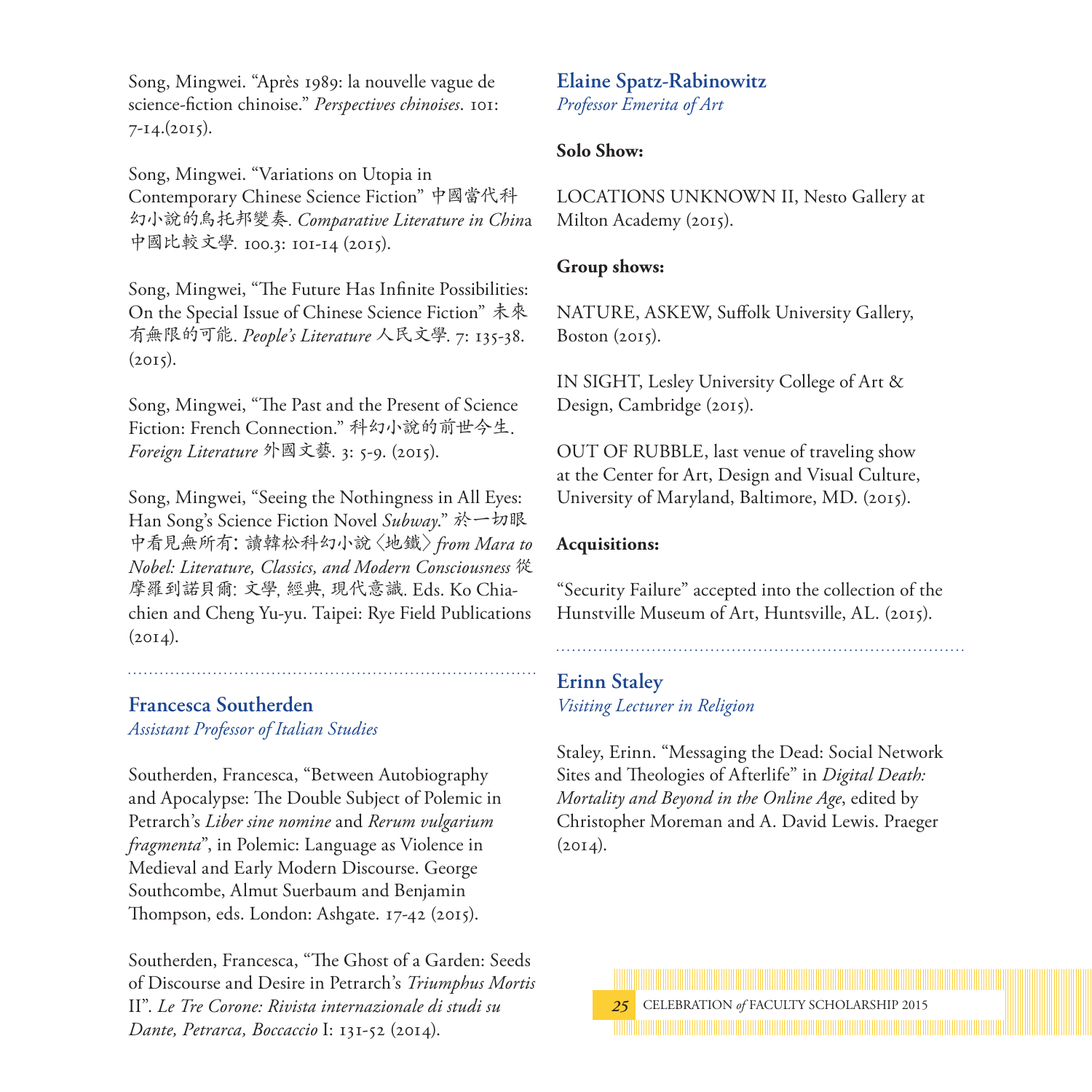Song, Mingwei. "Après 1989: la nouvelle vague de science-fiction chinoise." *Perspectives chinoises*. 101: 7-14.(2015).

Song, Mingwei. "Variations on Utopia in Contemporary Chinese Science Fiction" 中國當代科幻小說的烏托邦變奏. *Comparative Literature in China* 中國比較文學. 100.3: 101-14 (2015).

Song, Mingwei, "The Future Has Infinite Possibilities: On the Special Issue of Chinese Science Fiction" 未來有無限的可能. *People's Literature* 人民文學. 7: 135-38. (2015).

Song, Mingwei, "The Past and the Present of Science Fiction: French Connection." 科幻小說的前世今生. *Foreign Literature* 外國文藝. 3: 5-9. (2015).

Song, Mingwei, "Seeing the Nothingness in All Eyes: Han Song's Science Fiction Novel *Subway*." 於一切眼中看見無所有: 讀韓松科幻小說〈地鐵〉*from Mara to Nobel: Literature, Classics, and Modern Consciousness* 從摩羅到諾貝爾: 文學, 經典, 現代意識. Eds. Ko Chia-chien and Cheng Yu-yu. Taipei: Rye Field Publications (2014).

## Francesca Southerden

*Assistant Professor of Italian Studies*

Southerden, Francesca, "Between Autobiography and Apocalypse: The Double Subject of Polemic in Petrarch's *Liber sine nomine* and *Rerum vulgarium fragmenta*", in Polemic: Language as Violence in Medieval and Early Modern Discourse. George Southcombe, Almut Suerbaum and Benjamin Thompson, eds. London: Ashgate. 17-42 (2015).

Southerden, Francesca, "The Ghost of a Garden: Seeds of Discourse and Desire in Petrarch's *Triumphus Mortis* II". *Le Tre Corone: Rivista internazionale di studi su Dante, Petrarca, Boccaccio* I: 131-52 (2014).

## Elaine Spatz-Rabinowitz

*Professor Emerita of Art*

**Solo Show:**

LOCATIONS UNKNOWN II, Nesto Gallery at Milton Academy (2015).

**Group shows:**

NATURE, ASKEW, Suffolk University Gallery, Boston (2015).

IN SIGHT, Lesley University College of Art & Design, Cambridge (2015).

OUT OF RUBBLE, last venue of traveling show at the Center for Art, Design and Visual Culture, University of Maryland, Baltimore, MD. (2015).

**Acquisitions:**

"Security Failure" accepted into the collection of the Hunstville Museum of Art, Huntsville, AL. (2015).

## Erinn Staley

*Visiting Lecturer in Religion*

Staley, Erinn. "Messaging the Dead: Social Network Sites and Theologies of Afterlife" in *Digital Death: Mortality and Beyond in the Online Age*, edited by Christopher Moreman and A. David Lewis. Praeger (2014).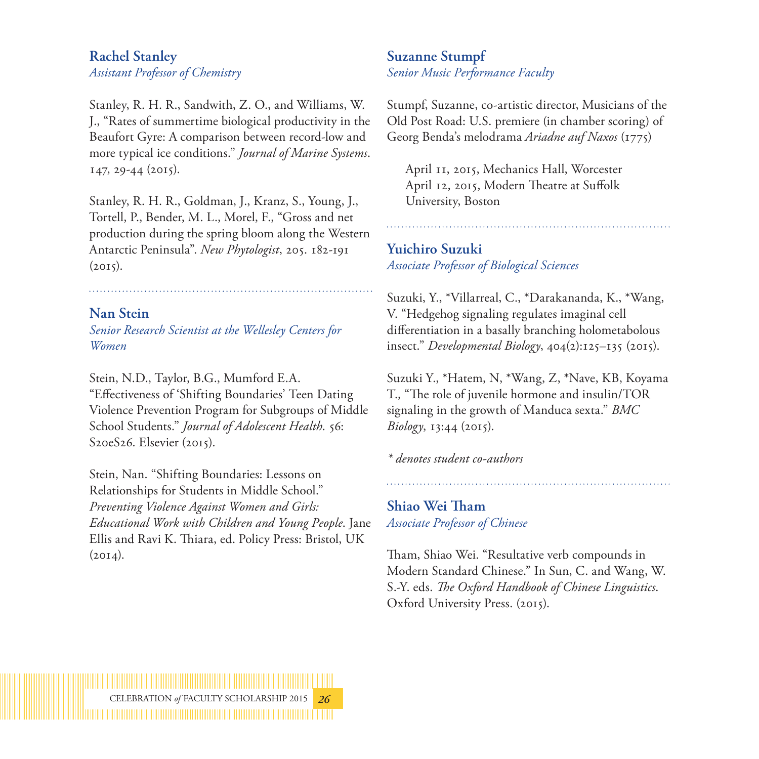### Rachel Stanley
*Assistant Professor of Chemistry*

Stanley, R. H. R., Sandwith, Z. O., and Williams, W. J., "Rates of summertime biological productivity in the Beaufort Gyre: A comparison between record-low and more typical ice conditions." *Journal of Marine Systems*. 147, 29-44 (2015).

Stanley, R. H. R., Goldman, J., Kranz, S., Young, J., Tortell, P., Bender, M. L., Morel, F., "Gross and net production during the spring bloom along the Western Antarctic Peninsula". *New Phytologist*, 205. 182-191 (2015).

### Nan Stein
*Senior Research Scientist at the Wellesley Centers for Women*

Stein, N.D., Taylor, B.G., Mumford E.A. "Effectiveness of 'Shifting Boundaries' Teen Dating Violence Prevention Program for Subgroups of Middle School Students." *Journal of Adolescent Health*. 56: S20eS26. Elsevier (2015).

Stein, Nan. "Shifting Boundaries: Lessons on Relationships for Students in Middle School." *Preventing Violence Against Women and Girls: Educational Work with Children and Young People*. Jane Ellis and Ravi K. Thiara, ed. Policy Press: Bristol, UK (2014).

### Suzanne Stumpf
*Senior Music Performance Faculty*

Stumpf, Suzanne, co-artistic director, Musicians of the Old Post Road: U.S. premiere (in chamber scoring) of Georg Benda's melodrama *Ariadne auf Naxos* (1775)

April 11, 2015, Mechanics Hall, Worcester
April 12, 2015, Modern Theatre at Suffolk University, Boston

### Yuichiro Suzuki
*Associate Professor of Biological Sciences*

Suzuki, Y., *Villarreal, C., *Darakananda, K., *Wang, V. "Hedgehog signaling regulates imaginal cell differentiation in a basally branching holometabolous insect." *Developmental Biology*, 404(2):125–135 (2015).

Suzuki Y., *Hatem, N, *Wang, Z, *Nave, KB, Koyama T., "The role of juvenile hormone and insulin/TOR signaling in the growth of Manduca sexta." *BMC Biology*, 13:44 (2015).

*\* denotes student co-authors*

### Shiao Wei Tham
*Associate Professor of Chinese*

Tham, Shiao Wei. "Resultative verb compounds in Modern Standard Chinese." In Sun, C. and Wang, W. S.-Y. eds. *The Oxford Handbook of Chinese Linguistics*. Oxford University Press. (2015).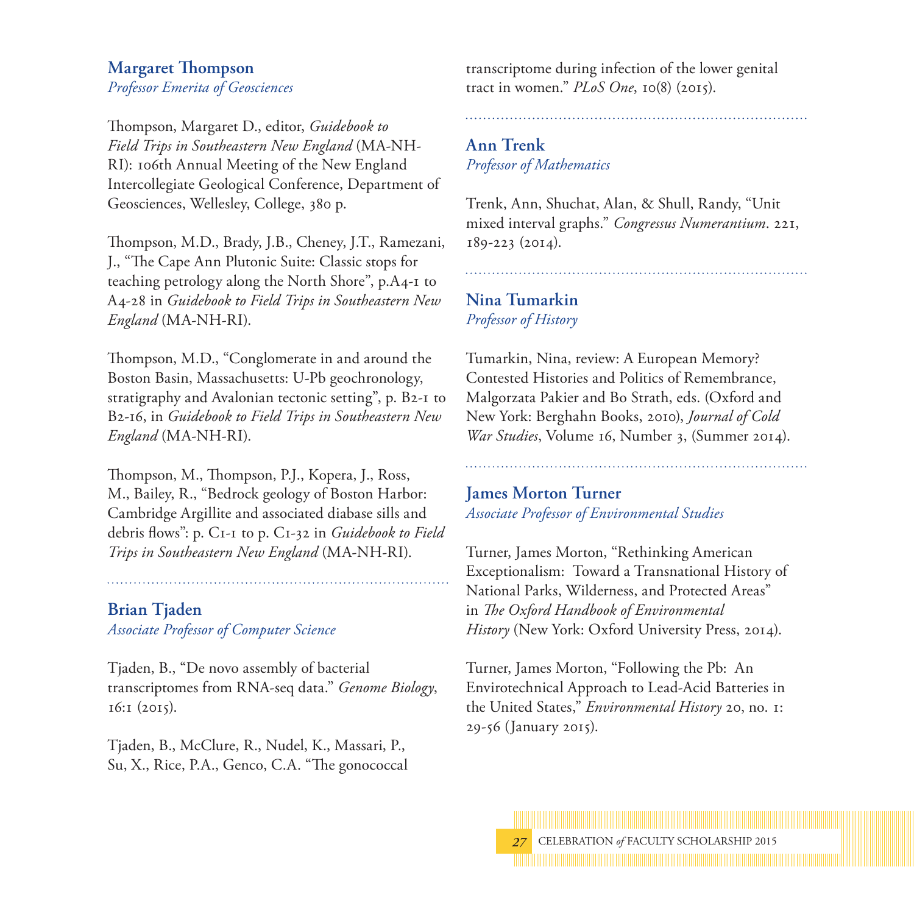## Margaret Thompson

*Professor Emerita of Geosciences*

Thompson, Margaret D., editor, *Guidebook to Field Trips in Southeastern New England* (MA-NH-RI): 106th Annual Meeting of the New England Intercollegiate Geological Conference, Department of Geosciences, Wellesley, College, 380 p.

Thompson, M.D., Brady, J.B., Cheney, J.T., Ramezani, J., "The Cape Ann Plutonic Suite: Classic stops for teaching petrology along the North Shore", p.A4-1 to A4-28 in *Guidebook to Field Trips in Southeastern New England* (MA-NH-RI).

Thompson, M.D., "Conglomerate in and around the Boston Basin, Massachusetts: U-Pb geochronology, stratigraphy and Avalonian tectonic setting", p. B2-1 to B2-16, in *Guidebook to Field Trips in Southeastern New England* (MA-NH-RI).

Thompson, M., Thompson, P.J., Kopera, J., Ross, M., Bailey, R., "Bedrock geology of Boston Harbor: Cambridge Argillite and associated diabase sills and debris flows": p. C1-1 to p. C1-32 in *Guidebook to Field Trips in Southeastern New England* (MA-NH-RI).

## Brian Tjaden

*Associate Professor of Computer Science*

Tjaden, B., "De novo assembly of bacterial transcriptomes from RNA-seq data." *Genome Biology*, 16:1 (2015).

Tjaden, B., McClure, R., Nudel, K., Massari, P., Su, X., Rice, P.A., Genco, C.A. "The gonococcal transcriptome during infection of the lower genital tract in women." *PLoS One*, 10(8) (2015).

## Ann Trenk

*Professor of Mathematics*

Trenk, Ann, Shuchat, Alan, & Shull, Randy, "Unit mixed interval graphs." *Congressus Numerantium*. 221, 189-223 (2014).

## Nina Tumarkin

*Professor of History*

Tumarkin, Nina, review: A European Memory? Contested Histories and Politics of Remembrance, Malgorzata Pakier and Bo Strath, eds. (Oxford and New York: Berghahn Books, 2010), *Journal of Cold War Studies*, Volume 16, Number 3, (Summer 2014).

## James Morton Turner

*Associate Professor of Environmental Studies*

Turner, James Morton, "Rethinking American Exceptionalism: Toward a Transnational History of National Parks, Wilderness, and Protected Areas" in *The Oxford Handbook of Environmental History* (New York: Oxford University Press, 2014).

Turner, James Morton, "Following the Pb: An Envirotechnical Approach to Lead-Acid Batteries in the United States," *Environmental History* 20, no. 1: 29-56 (January 2015).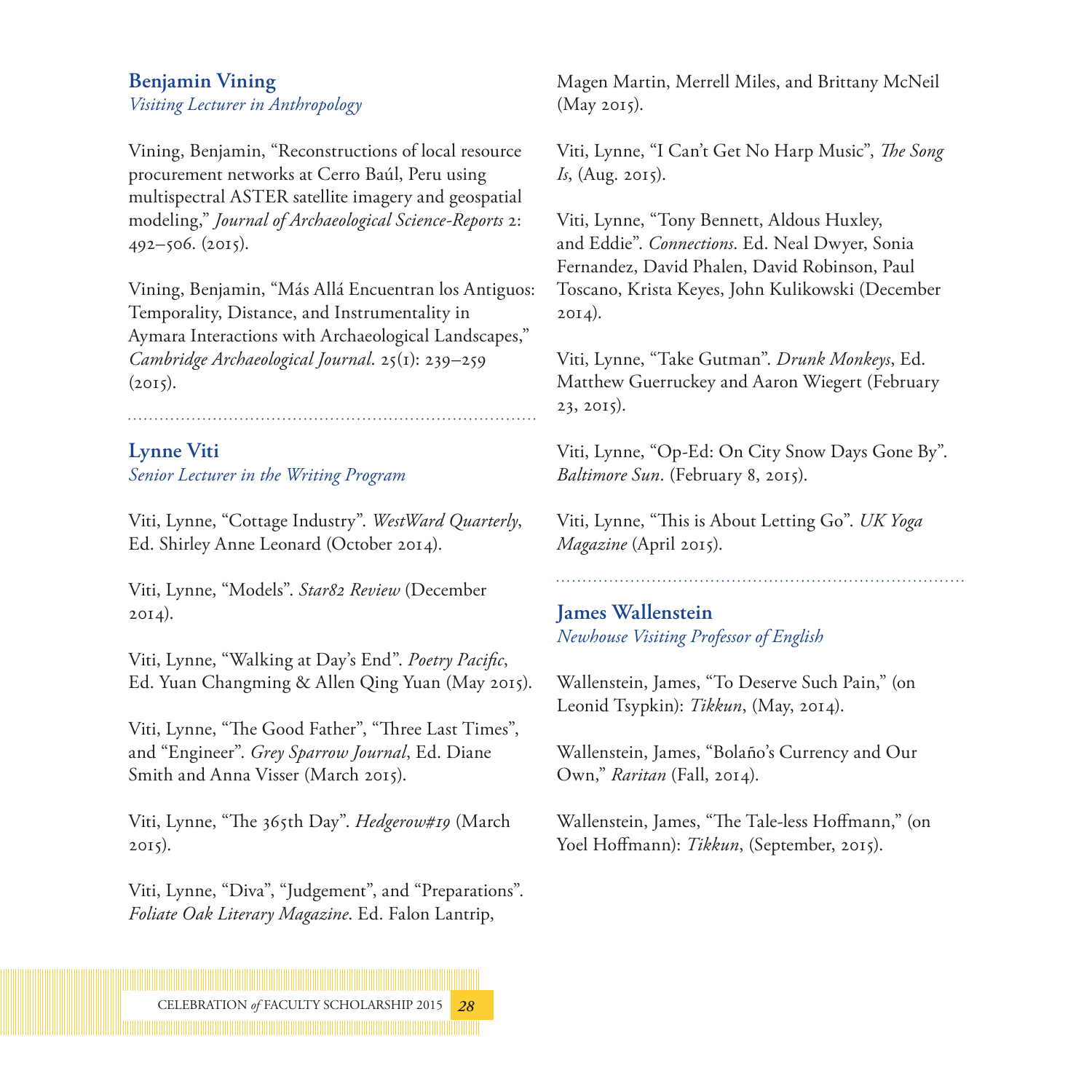### Benjamin Vining
*Visiting Lecturer in Anthropology*

Vining, Benjamin, "Reconstructions of local resource procurement networks at Cerro Baúl, Peru using multispectral ASTER satellite imagery and geospatial modeling," *Journal of Archaeological Science-Reports* 2: 492–506. (2015).

Vining, Benjamin, "Más Allá Encuentran los Antiguos: Temporality, Distance, and Instrumentality in Aymara Interactions with Archaeological Landscapes," *Cambridge Archaeological Journal*. 25(1): 239–259 (2015).

### Lynne Viti
*Senior Lecturer in the Writing Program*

Viti, Lynne, "Cottage Industry". *WestWard Quarterly*, Ed. Shirley Anne Leonard (October 2014).

Viti, Lynne, "Models". *Star82 Review* (December 2014).

Viti, Lynne, "Walking at Day's End". *Poetry Pacific*, Ed. Yuan Changming & Allen Qing Yuan (May 2015).

Viti, Lynne, "The Good Father", "Three Last Times", and "Engineer". *Grey Sparrow Journal*, Ed. Diane Smith and Anna Visser (March 2015).

Viti, Lynne, "The 365th Day". *Hedgerow#19* (March 2015).

Viti, Lynne, "Diva", "Judgement", and "Preparations". *Foliate Oak Literary Magazine*. Ed. Falon Lantrip, Magen Martin, Merrell Miles, and Brittany McNeil (May 2015).

Viti, Lynne, "I Can't Get No Harp Music", *The Song Is*, (Aug. 2015).

Viti, Lynne, "Tony Bennett, Aldous Huxley, and Eddie". *Connections*. Ed. Neal Dwyer, Sonia Fernandez, David Phalen, David Robinson, Paul Toscano, Krista Keyes, John Kulikowski (December 2014).

Viti, Lynne, "Take Gutman". *Drunk Monkeys*, Ed. Matthew Guerruckey and Aaron Wiegert (February 23, 2015).

Viti, Lynne, "Op-Ed: On City Snow Days Gone By". *Baltimore Sun*. (February 8, 2015).

Viti, Lynne, "This is About Letting Go". *UK Yoga Magazine* (April 2015).

### James Wallenstein
*Newhouse Visiting Professor of English*

Wallenstein, James, "To Deserve Such Pain," (on Leonid Tsypkin): *Tikkun*, (May, 2014).

Wallenstein, James, "Bolaño's Currency and Our Own," *Raritan* (Fall, 2014).

Wallenstein, James, "The Tale-less Hoffmann," (on Yoel Hoffmann): *Tikkun*, (September, 2015).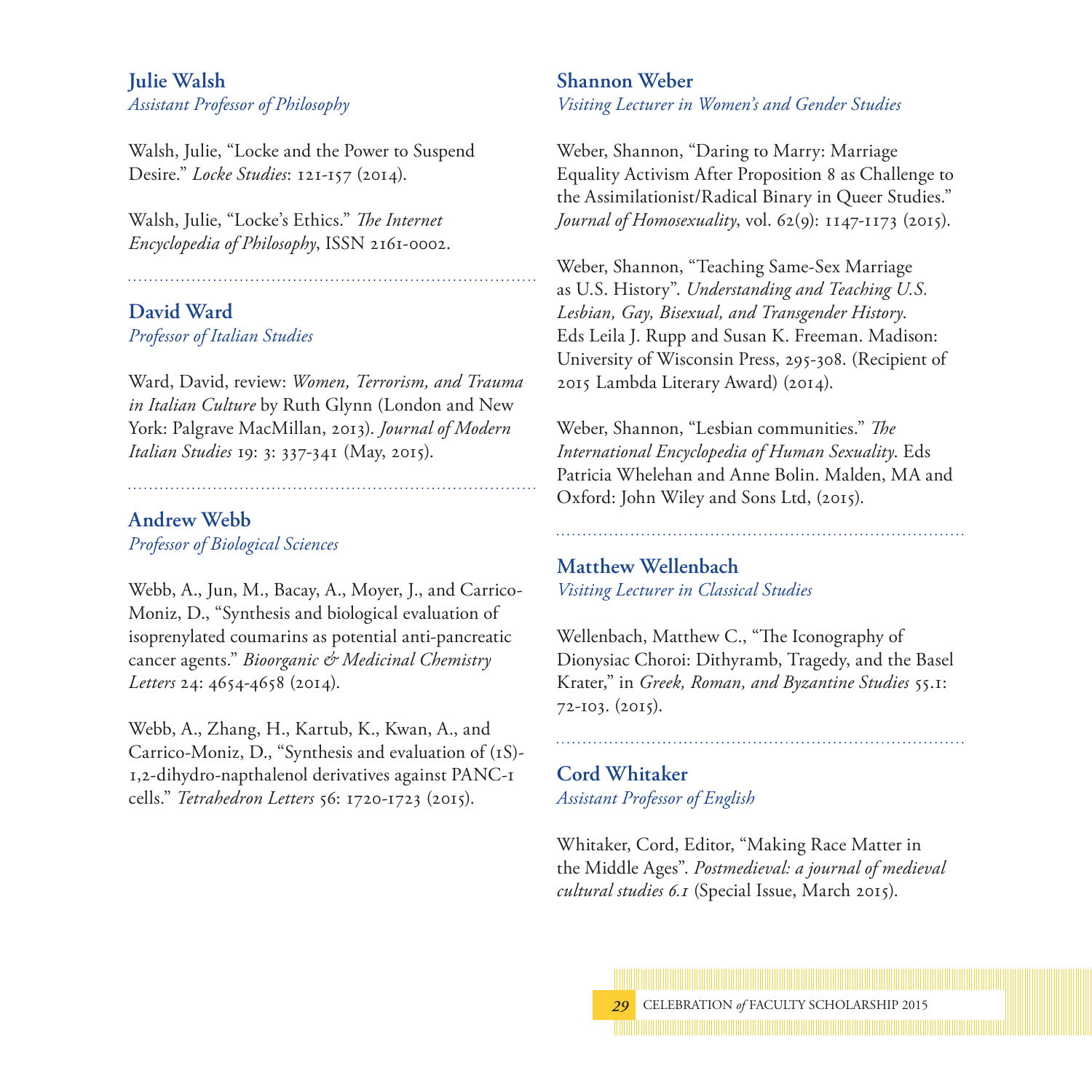### Julie Walsh
*Assistant Professor of Philosophy*

Walsh, Julie, "Locke and the Power to Suspend Desire." *Locke Studies*: 121-157 (2014).

Walsh, Julie, "Locke's Ethics." *The Internet Encyclopedia of Philosophy*, ISSN 2161-0002.

### David Ward
*Professor of Italian Studies*

Ward, David, review: *Women, Terrorism, and Trauma in Italian Culture* by Ruth Glynn (London and New York: Palgrave MacMillan, 2013). *Journal of Modern Italian Studies* 19: 3: 337-341 (May, 2015).

### Andrew Webb
*Professor of Biological Sciences*

Webb, A., Jun, M., Bacay, A., Moyer, J., and Carrico-Moniz, D., "Synthesis and biological evaluation of isoprenylated coumarins as potential anti-pancreatic cancer agents." *Bioorganic & Medicinal Chemistry Letters* 24: 4654-4658 (2014).

Webb, A., Zhang, H., Kartub, K., Kwan, A., and Carrico-Moniz, D., "Synthesis and evaluation of (1S)-1,2-dihydro-napthalenol derivatives against PANC-1 cells." *Tetrahedron Letters* 56: 1720-1723 (2015).

### Shannon Weber
*Visiting Lecturer in Women's and Gender Studies*

Weber, Shannon, "Daring to Marry: Marriage Equality Activism After Proposition 8 as Challenge to the Assimilationist/Radical Binary in Queer Studies." *Journal of Homosexuality*, vol. 62(9): 1147-1173 (2015).

Weber, Shannon, "Teaching Same-Sex Marriage as U.S. History". *Understanding and Teaching U.S. Lesbian, Gay, Bisexual, and Transgender History*. Eds Leila J. Rupp and Susan K. Freeman. Madison: University of Wisconsin Press, 295-308. (Recipient of 2015 Lambda Literary Award) (2014).

Weber, Shannon, "Lesbian communities." *The International Encyclopedia of Human Sexuality*. Eds Patricia Whelehan and Anne Bolin. Malden, MA and Oxford: John Wiley and Sons Ltd, (2015).

### Matthew Wellenbach
*Visiting Lecturer in Classical Studies*

Wellenbach, Matthew C., "The Iconography of Dionysiac Choroi: Dithyramb, Tragedy, and the Basel Krater," in *Greek, Roman, and Byzantine Studies* 55.1: 72-103. (2015).

### Cord Whitaker
*Assistant Professor of English*

Whitaker, Cord, Editor, "Making Race Matter in the Middle Ages". *Postmedieval: a journal of medieval cultural studies 6.1* (Special Issue, March 2015).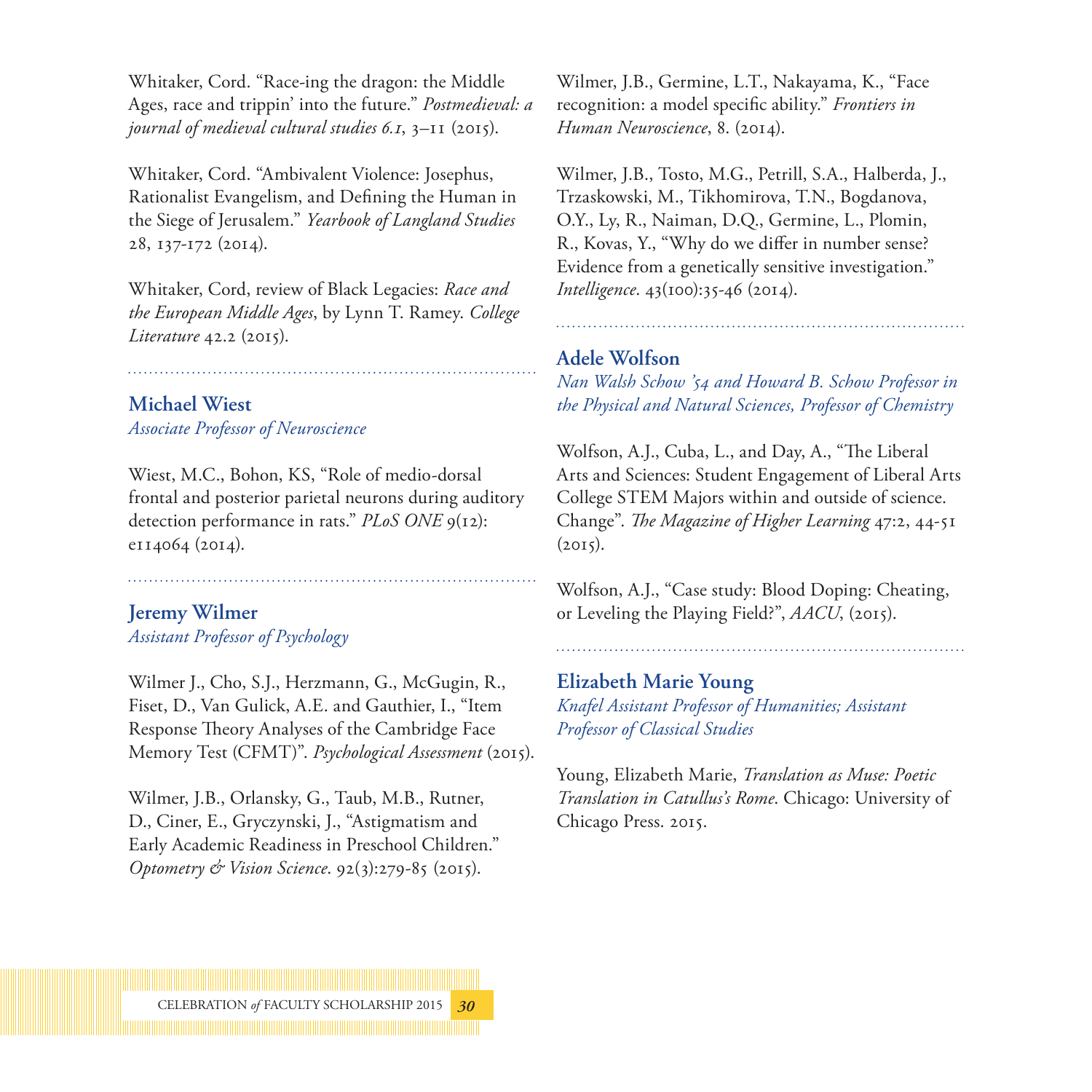Whitaker, Cord. "Race-ing the dragon: the Middle Ages, race and trippin' into the future." *Postmedieval: a journal of medieval cultural studies 6.1*, 3–11 (2015).

Whitaker, Cord. "Ambivalent Violence: Josephus, Rationalist Evangelism, and Defining the Human in the Siege of Jerusalem." *Yearbook of Langland Studies* 28, 137-172 (2014).

Whitaker, Cord, review of Black Legacies: *Race and the European Middle Ages*, by Lynn T. Ramey. *College Literature* 42.2 (2015).

## Michael Wiest

*Associate Professor of Neuroscience*

Wiest, M.C., Bohon, KS, "Role of medio-dorsal frontal and posterior parietal neurons during auditory detection performance in rats." *PLoS ONE* 9(12): e114064 (2014).

## Jeremy Wilmer

*Assistant Professor of Psychology*

Wilmer J., Cho, S.J., Herzmann, G., McGugin, R., Fiset, D., Van Gulick, A.E. and Gauthier, I., "Item Response Theory Analyses of the Cambridge Face Memory Test (CFMT)". *Psychological Assessment* (2015).

Wilmer, J.B., Orlansky, G., Taub, M.B., Rutner, D., Ciner, E., Gryczynski, J., "Astigmatism and Early Academic Readiness in Preschool Children." *Optometry & Vision Science*. 92(3):279-85 (2015).

Wilmer, J.B., Germine, L.T., Nakayama, K., "Face recognition: a model specific ability." *Frontiers in Human Neuroscience*, 8. (2014).

Wilmer, J.B., Tosto, M.G., Petrill, S.A., Halberda, J., Trzaskowski, M., Tikhomirova, T.N., Bogdanova, O.Y., Ly, R., Naiman, D.Q., Germine, L., Plomin, R., Kovas, Y., "Why do we differ in number sense? Evidence from a genetically sensitive investigation." *Intelligence*. 43(100):35-46 (2014).

## Adele Wolfson

*Nan Walsh Schow '54 and Howard B. Schow Professor in the Physical and Natural Sciences, Professor of Chemistry*

Wolfson, A.J., Cuba, L., and Day, A., "The Liberal Arts and Sciences: Student Engagement of Liberal Arts College STEM Majors within and outside of science. Change". *The Magazine of Higher Learning* 47:2, 44-51 (2015).

Wolfson, A.J., "Case study: Blood Doping: Cheating, or Leveling the Playing Field?", *AACU*, (2015).

## Elizabeth Marie Young

*Knafel Assistant Professor of Humanities; Assistant Professor of Classical Studies*

Young, Elizabeth Marie, *Translation as Muse: Poetic Translation in Catullus's Rome*. Chicago: University of Chicago Press. 2015.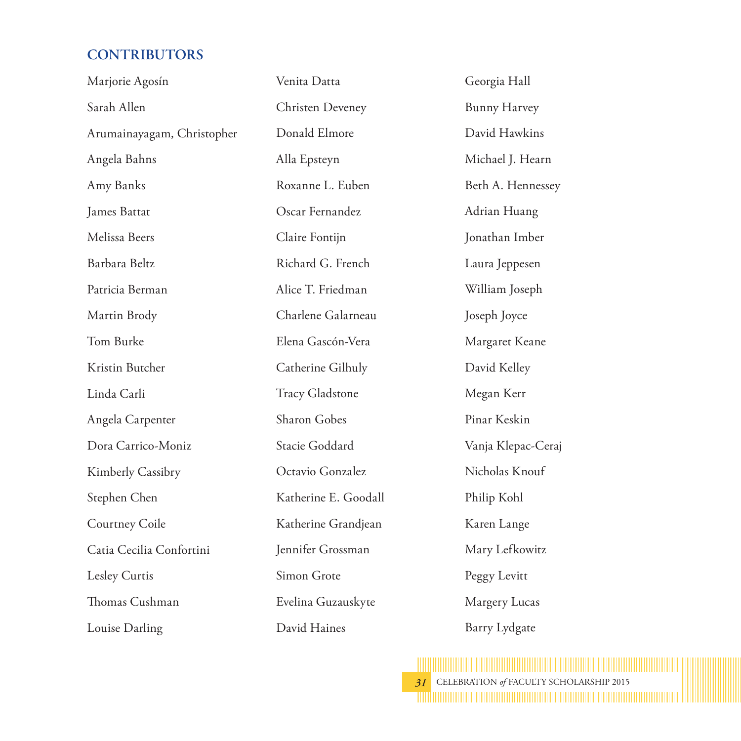## CONTRIBUTORS

Marjorie Agosín
Sarah Allen
Arumainayagam, Christopher
Angela Bahns
Amy Banks
James Battat
Melissa Beers
Barbara Beltz
Patricia Berman
Martin Brody
Tom Burke
Kristin Butcher
Linda Carli
Angela Carpenter
Dora Carrico-Moniz
Kimberly Cassibry
Stephen Chen
Courtney Coile
Catia Cecilia Confortini
Lesley Curtis
Thomas Cushman
Louise Darling
Venita Datta
Christen Deveney
Donald Elmore
Alla Epsteyn
Roxanne L. Euben
Oscar Fernandez
Claire Fontijn
Richard G. French
Alice T. Friedman
Charlene Galarneau
Elena Gascón-Vera
Catherine Gilhuly
Tracy Gladstone
Sharon Gobes
Stacie Goddard
Octavio Gonzalez
Katherine E. Goodall
Katherine Grandjean
Jennifer Grossman
Simon Grote
Evelina Guzauskyte
David Haines
Georgia Hall
Bunny Harvey
David Hawkins
Michael J. Hearn
Beth A. Hennessey
Adrian Huang
Jonathan Imber
Laura Jeppesen
William Joseph
Joseph Joyce
Margaret Keane
David Kelley
Megan Kerr
Pinar Keskin
Vanja Klepac-Ceraj
Nicholas Knouf
Philip Kohl
Karen Lange
Mary Lefkowitz
Peggy Levitt
Margery Lucas
Barry Lydgate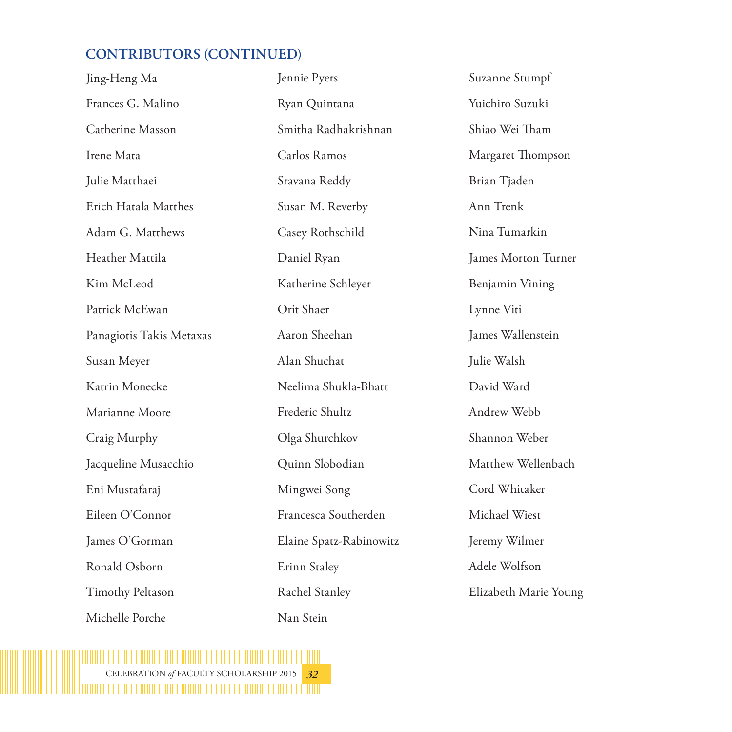## CONTRIBUTORS (CONTINUED)

Jing-Heng Ma

Frances G. Malino

Catherine Masson

Irene Mata

Julie Matthaei

Erich Hatala Matthes

Adam G. Matthews

Heather Mattila

Kim McLeod

Patrick McEwan

Panagiotis Takis Metaxas

Susan Meyer

Katrin Monecke

Marianne Moore

Craig Murphy

Jacqueline Musacchio

Eni Mustafaraj

Eileen O'Connor

James O'Gorman

Ronald Osborn

Timothy Peltason

Michelle Porche

Jennie Pyers

Ryan Quintana

Smitha Radhakrishnan

Carlos Ramos

Sravana Reddy

Susan M. Reverby

Casey Rothschild

Daniel Ryan

Katherine Schleyer

Orit Shaer

Aaron Sheehan

Alan Shuchat

Neelima Shukla-Bhatt

Frederic Shultz

Olga Shurchkov

Quinn Slobodian

Mingwei Song

Francesca Southerden

Elaine Spatz-Rabinowitz

Erinn Staley

Rachel Stanley

Nan Stein

Suzanne Stumpf

Yuichiro Suzuki

Shiao Wei Tham

Margaret Thompson

Brian Tjaden

Ann Trenk

Nina Tumarkin

James Morton Turner

Benjamin Vining

Lynne Viti

James Wallenstein

Julie Walsh

David Ward

Andrew Webb

Shannon Weber

Matthew Wellenbach

Cord Whitaker

Michael Wiest

Jeremy Wilmer

Adele Wolfson

Elizabeth Marie Young